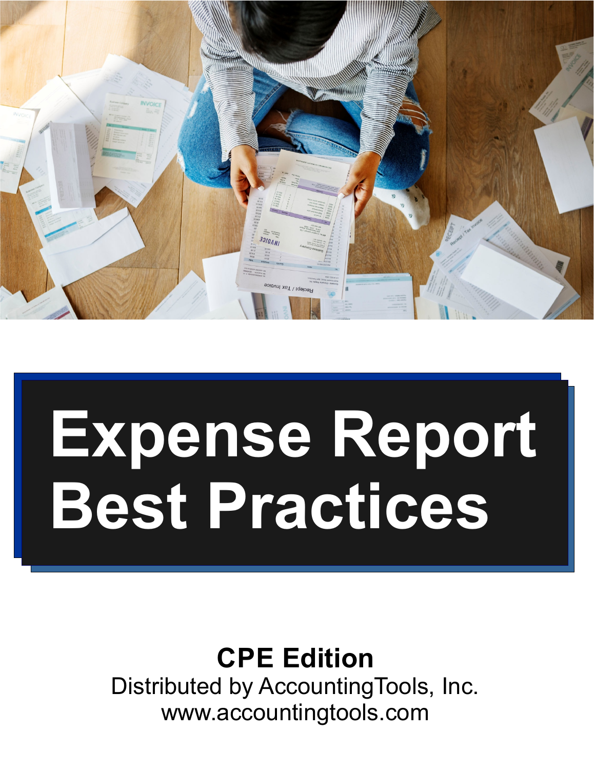# Expense Report Best Practices

**CPE Edition**

Distributed by AccountingTools, Inc.
www.accountingtools.com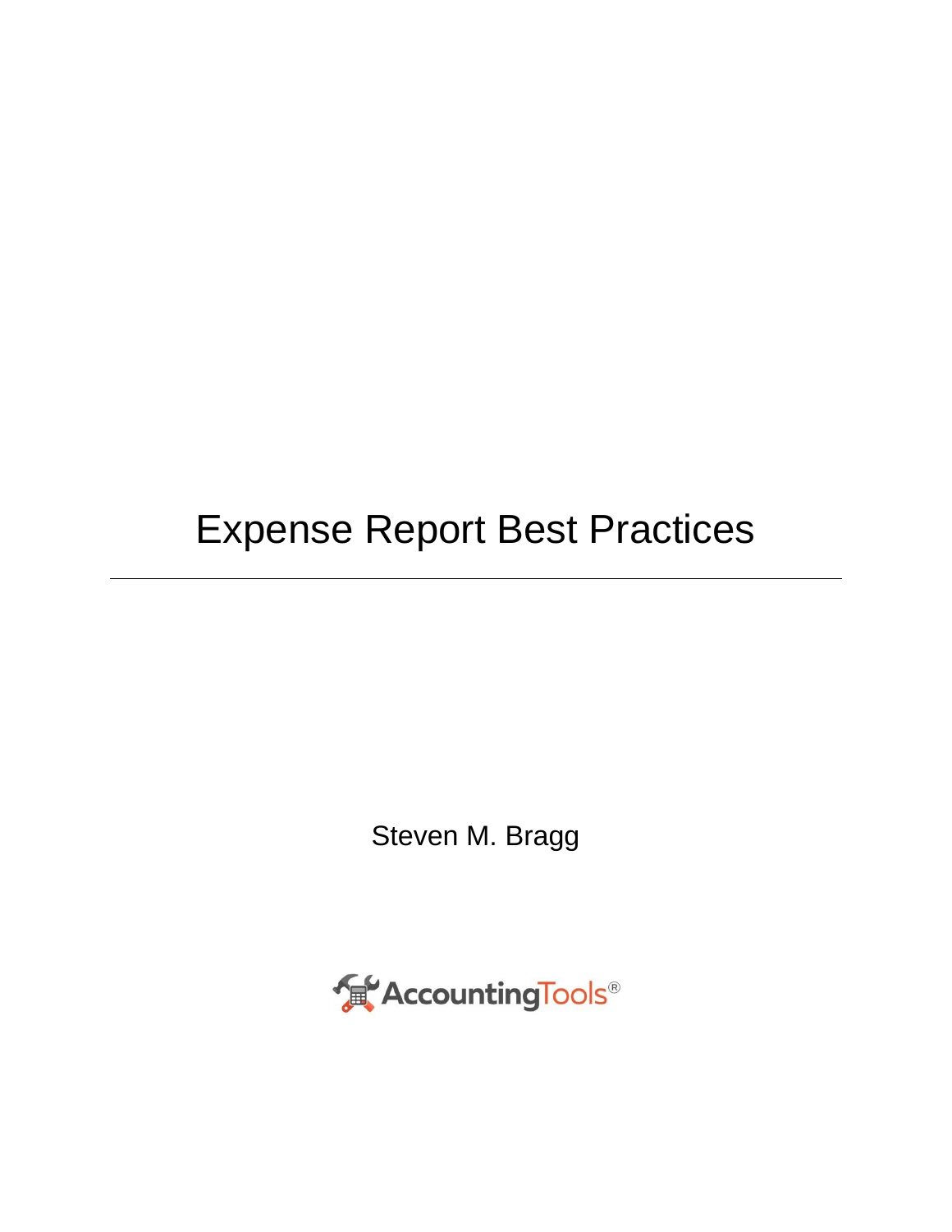# Expense Report Best Practices

Steven M. Bragg

AccountingTools®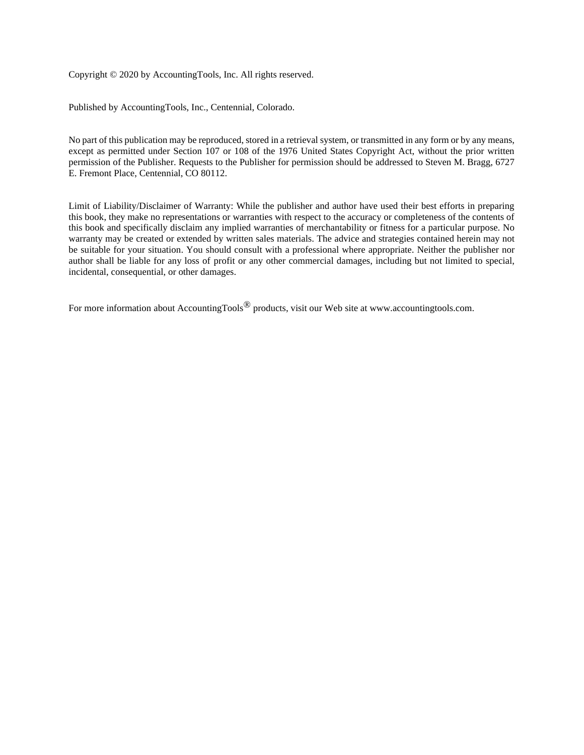Copyright © 2020 by AccountingTools, Inc. All rights reserved.

Published by AccountingTools, Inc., Centennial, Colorado.

No part of this publication may be reproduced, stored in a retrieval system, or transmitted in any form or by any means, except as permitted under Section 107 or 108 of the 1976 United States Copyright Act, without the prior written permission of the Publisher. Requests to the Publisher for permission should be addressed to Steven M. Bragg, 6727 E. Fremont Place, Centennial, CO 80112.

Limit of Liability/Disclaimer of Warranty: While the publisher and author have used their best efforts in preparing this book, they make no representations or warranties with respect to the accuracy or completeness of the contents of this book and specifically disclaim any implied warranties of merchantability or fitness for a particular purpose. No warranty may be created or extended by written sales materials. The advice and strategies contained herein may not be suitable for your situation. You should consult with a professional where appropriate. Neither the publisher nor author shall be liable for any loss of profit or any other commercial damages, including but not limited to special, incidental, consequential, or other damages.

For more information about AccountingTools® products, visit our Web site at www.accountingtools.com.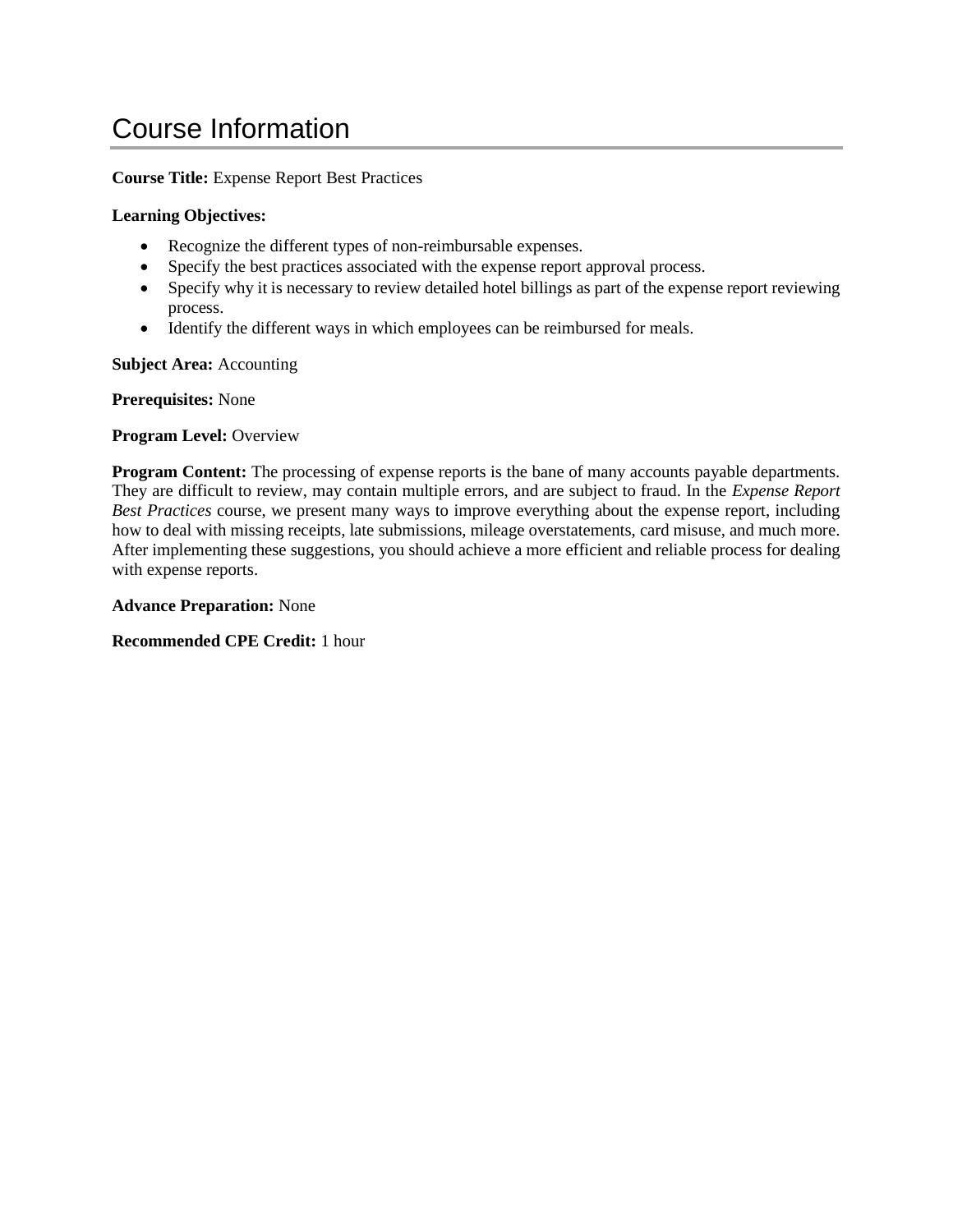# Course Information

**Course Title:** Expense Report Best Practices

**Learning Objectives:**

- Recognize the different types of non-reimbursable expenses.
- Specify the best practices associated with the expense report approval process.
- Specify why it is necessary to review detailed hotel billings as part of the expense report reviewing process.
- Identify the different ways in which employees can be reimbursed for meals.

**Subject Area:** Accounting

**Prerequisites:** None

**Program Level:** Overview

**Program Content:** The processing of expense reports is the bane of many accounts payable departments. They are difficult to review, may contain multiple errors, and are subject to fraud. In the *Expense Report Best Practices* course, we present many ways to improve everything about the expense report, including how to deal with missing receipts, late submissions, mileage overstatements, card misuse, and much more. After implementing these suggestions, you should achieve a more efficient and reliable process for dealing with expense reports.

**Advance Preparation:** None

**Recommended CPE Credit:** 1 hour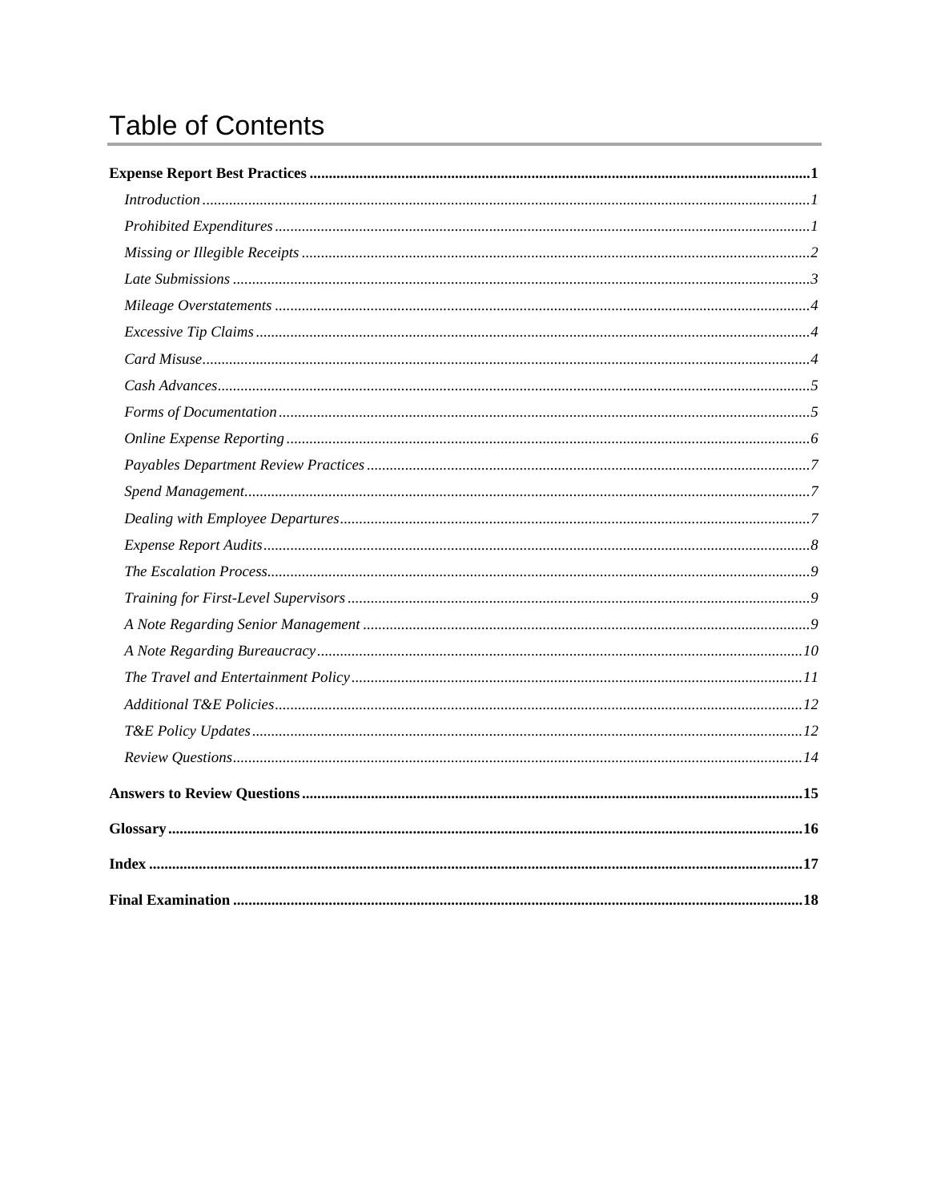# Table of Contents

**Expense Report Best Practices** ..... **1**

- *Introduction* ..... *1*
- *Prohibited Expenditures* ..... *1*
- *Missing or Illegible Receipts* ..... *2*
- *Late Submissions* ..... *3*
- *Mileage Overstatements* ..... *4*
- *Excessive Tip Claims* ..... *4*
- *Card Misuse* ..... *4*
- *Cash Advances* ..... *5*
- *Forms of Documentation* ..... *5*
- *Online Expense Reporting* ..... *6*
- *Payables Department Review Practices* ..... *7*
- *Spend Management* ..... *7*
- *Dealing with Employee Departures* ..... *7*
- *Expense Report Audits* ..... *8*
- *The Escalation Process* ..... *9*
- *Training for First-Level Supervisors* ..... *9*
- *A Note Regarding Senior Management* ..... *9*
- *A Note Regarding Bureaucracy* ..... *10*
- *The Travel and Entertainment Policy* ..... *11*
- *Additional T&E Policies* ..... *12*
- *T&E Policy Updates* ..... *12*
- *Review Questions* ..... *14*

**Answers to Review Questions** ..... **15**

**Glossary** ..... **16**

**Index** ..... **17**

**Final Examination** ..... **18**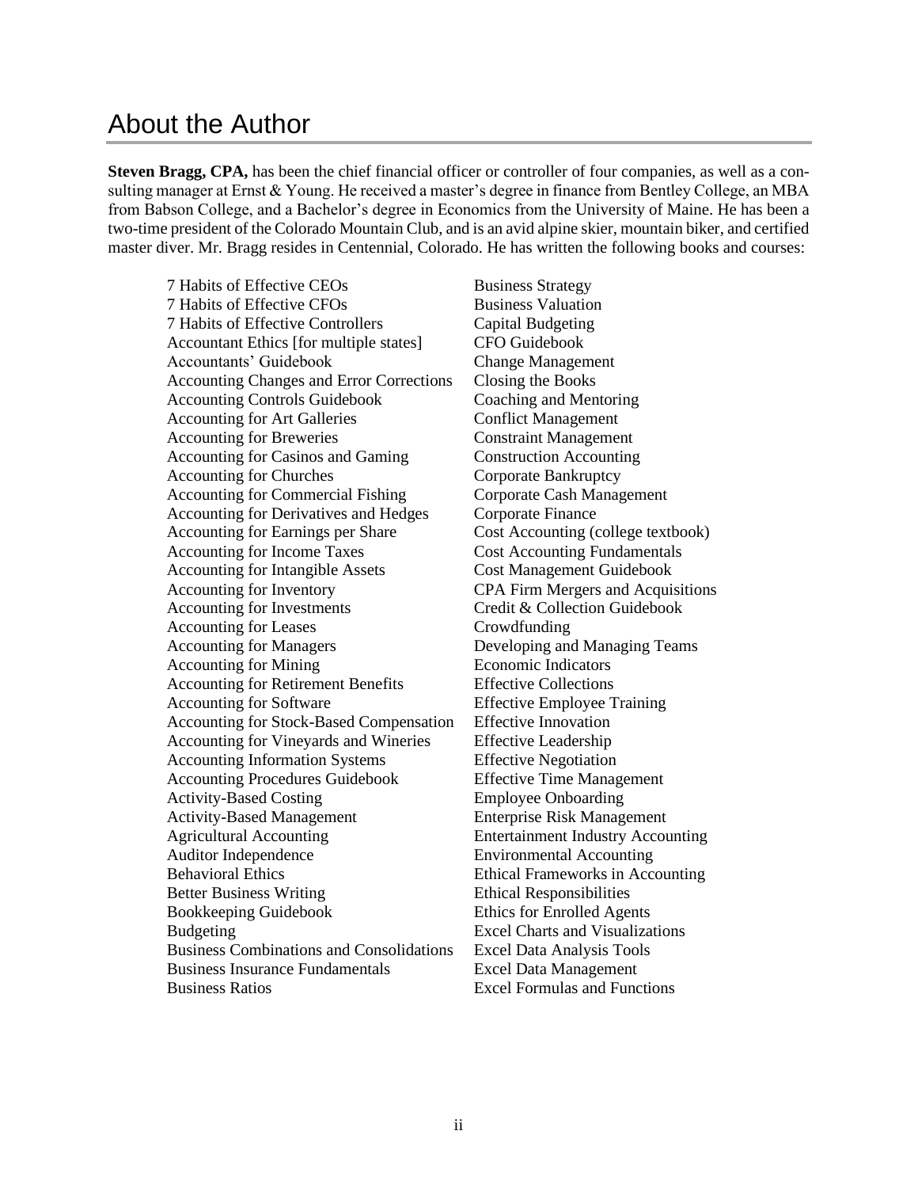# About the Author

**Steven Bragg, CPA,** has been the chief financial officer or controller of four companies, as well as a consulting manager at Ernst & Young. He received a master's degree in finance from Bentley College, an MBA from Babson College, and a Bachelor's degree in Economics from the University of Maine. He has been a two-time president of the Colorado Mountain Club, and is an avid alpine skier, mountain biker, and certified master diver. Mr. Bragg resides in Centennial, Colorado. He has written the following books and courses:

7 Habits of Effective CEOs
7 Habits of Effective CFOs
7 Habits of Effective Controllers
Accountant Ethics [for multiple states]
Accountants' Guidebook
Accounting Changes and Error Corrections
Accounting Controls Guidebook
Accounting for Art Galleries
Accounting for Breweries
Accounting for Casinos and Gaming
Accounting for Churches
Accounting for Commercial Fishing
Accounting for Derivatives and Hedges
Accounting for Earnings per Share
Accounting for Income Taxes
Accounting for Intangible Assets
Accounting for Inventory
Accounting for Investments
Accounting for Leases
Accounting for Managers
Accounting for Mining
Accounting for Retirement Benefits
Accounting for Software
Accounting for Stock-Based Compensation
Accounting for Vineyards and Wineries
Accounting Information Systems
Accounting Procedures Guidebook
Activity-Based Costing
Activity-Based Management
Agricultural Accounting
Auditor Independence
Behavioral Ethics
Better Business Writing
Bookkeeping Guidebook
Budgeting
Business Combinations and Consolidations
Business Insurance Fundamentals
Business Ratios
Business Strategy
Business Valuation
Capital Budgeting
CFO Guidebook
Change Management
Closing the Books
Coaching and Mentoring
Conflict Management
Constraint Management
Construction Accounting
Corporate Bankruptcy
Corporate Cash Management
Corporate Finance
Cost Accounting (college textbook)
Cost Accounting Fundamentals
Cost Management Guidebook
CPA Firm Mergers and Acquisitions
Credit & Collection Guidebook
Crowdfunding
Developing and Managing Teams
Economic Indicators
Effective Collections
Effective Employee Training
Effective Innovation
Effective Leadership
Effective Negotiation
Effective Time Management
Employee Onboarding
Enterprise Risk Management
Entertainment Industry Accounting
Environmental Accounting
Ethical Frameworks in Accounting
Ethical Responsibilities
Ethics for Enrolled Agents
Excel Charts and Visualizations
Excel Data Analysis Tools
Excel Data Management
Excel Formulas and Functions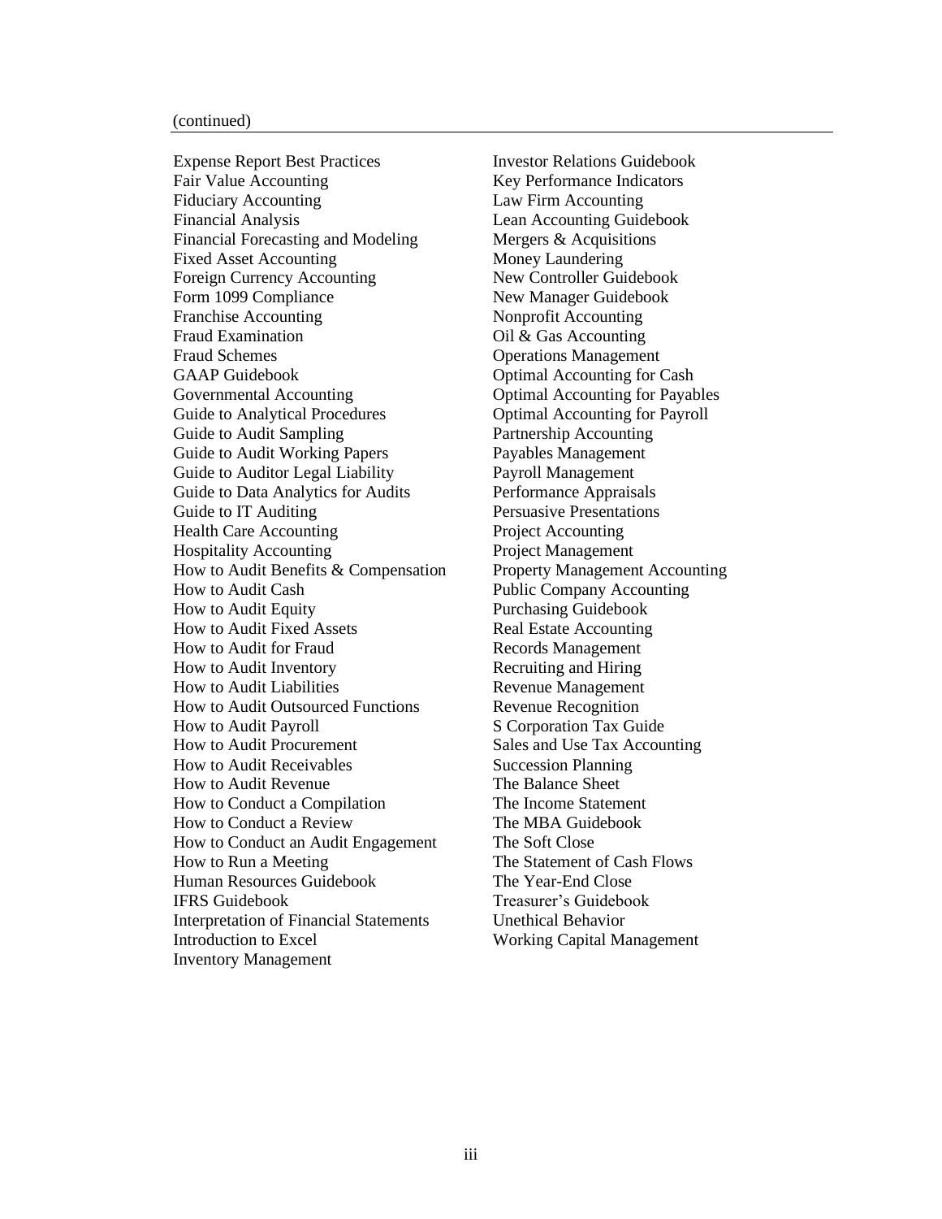(continued)

Expense Report Best Practices
Fair Value Accounting
Fiduciary Accounting
Financial Analysis
Financial Forecasting and Modeling
Fixed Asset Accounting
Foreign Currency Accounting
Form 1099 Compliance
Franchise Accounting
Fraud Examination
Fraud Schemes
GAAP Guidebook
Governmental Accounting
Guide to Analytical Procedures
Guide to Audit Sampling
Guide to Audit Working Papers
Guide to Auditor Legal Liability
Guide to Data Analytics for Audits
Guide to IT Auditing
Health Care Accounting
Hospitality Accounting
How to Audit Benefits & Compensation
How to Audit Cash
How to Audit Equity
How to Audit Fixed Assets
How to Audit for Fraud
How to Audit Inventory
How to Audit Liabilities
How to Audit Outsourced Functions
How to Audit Payroll
How to Audit Procurement
How to Audit Receivables
How to Audit Revenue
How to Conduct a Compilation
How to Conduct a Review
How to Conduct an Audit Engagement
How to Run a Meeting
Human Resources Guidebook
IFRS Guidebook
Interpretation of Financial Statements
Introduction to Excel
Inventory Management
Investor Relations Guidebook
Key Performance Indicators
Law Firm Accounting
Lean Accounting Guidebook
Mergers & Acquisitions
Money Laundering
New Controller Guidebook
New Manager Guidebook
Nonprofit Accounting
Oil & Gas Accounting
Operations Management
Optimal Accounting for Cash
Optimal Accounting for Payables
Optimal Accounting for Payroll
Partnership Accounting
Payables Management
Payroll Management
Performance Appraisals
Persuasive Presentations
Project Accounting
Project Management
Property Management Accounting
Public Company Accounting
Purchasing Guidebook
Real Estate Accounting
Records Management
Recruiting and Hiring
Revenue Management
Revenue Recognition
S Corporation Tax Guide
Sales and Use Tax Accounting
Succession Planning
The Balance Sheet
The Income Statement
The MBA Guidebook
The Soft Close
The Statement of Cash Flows
The Year-End Close
Treasurer's Guidebook
Unethical Behavior
Working Capital Management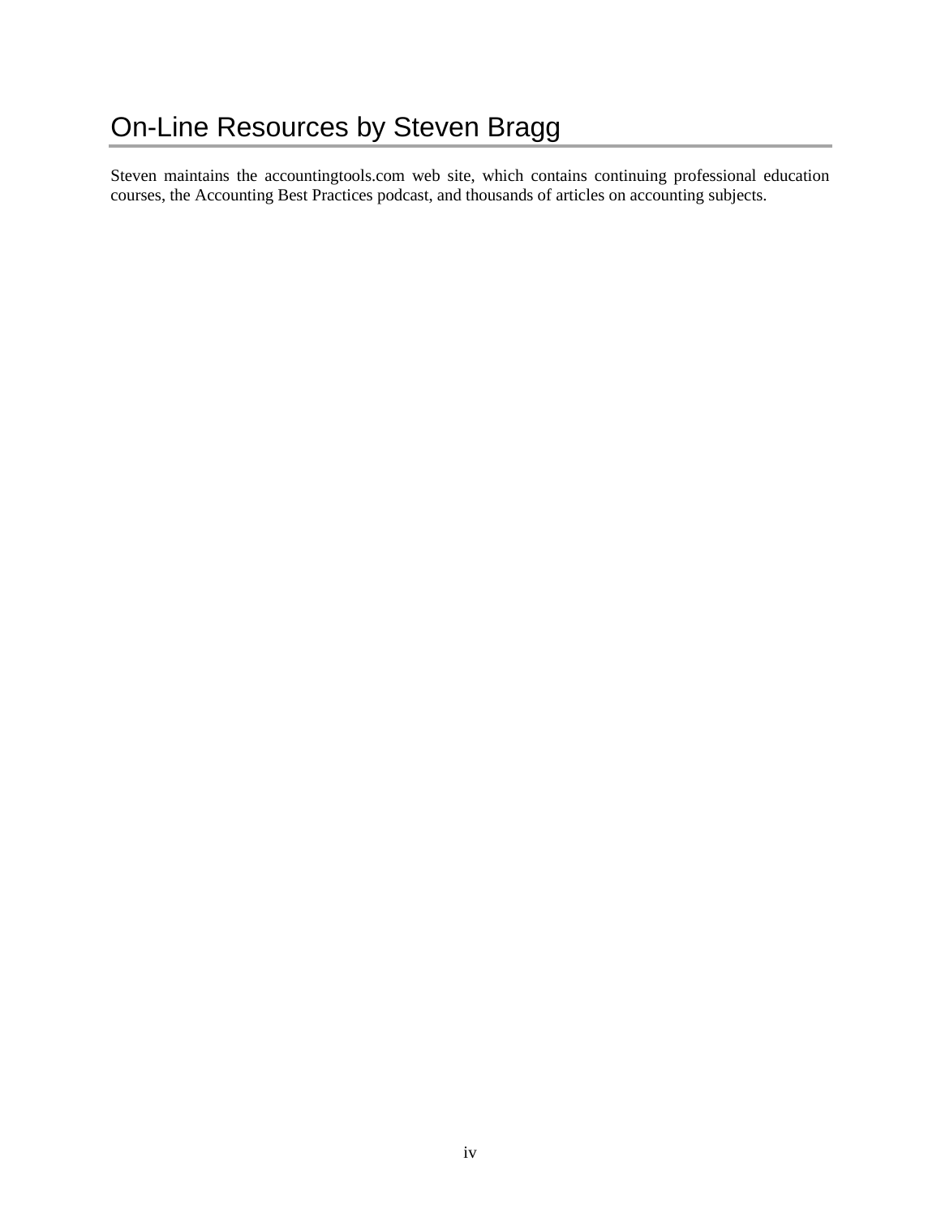# On-Line Resources by Steven Bragg

Steven maintains the accountingtools.com web site, which contains continuing professional education courses, the Accounting Best Practices podcast, and thousands of articles on accounting subjects.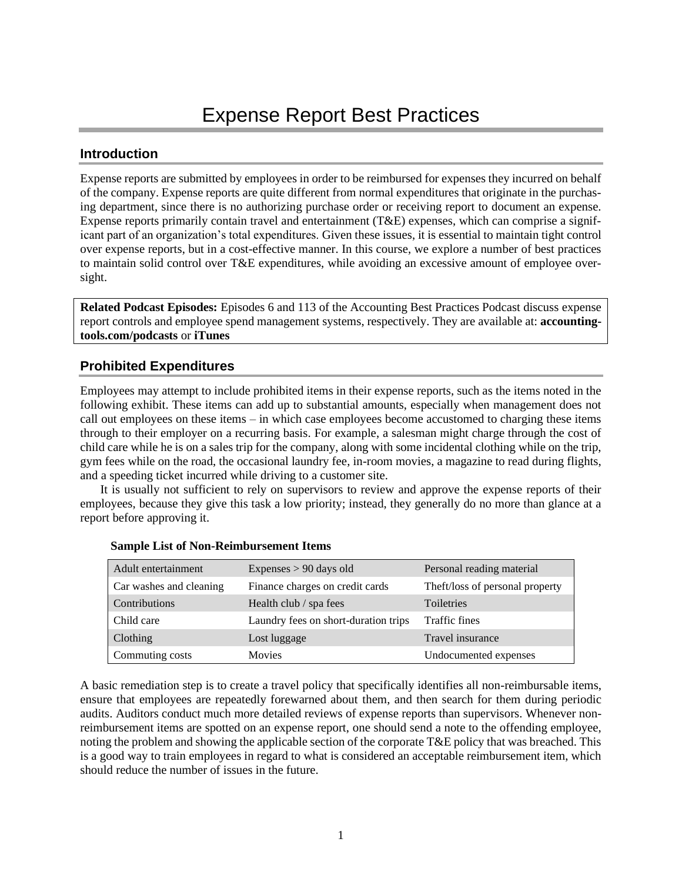# Expense Report Best Practices

## Introduction

Expense reports are submitted by employees in order to be reimbursed for expenses they incurred on behalf of the company. Expense reports are quite different from normal expenditures that originate in the purchasing department, since there is no authorizing purchase order or receiving report to document an expense. Expense reports primarily contain travel and entertainment (T&E) expenses, which can comprise a significant part of an organization's total expenditures. Given these issues, it is essential to maintain tight control over expense reports, but in a cost-effective manner. In this course, we explore a number of best practices to maintain solid control over T&E expenditures, while avoiding an excessive amount of employee oversight.

**Related Podcast Episodes:** Episodes 6 and 113 of the Accounting Best Practices Podcast discuss expense report controls and employee spend management systems, respectively. They are available at: **accountingtools.com/podcasts** or **iTunes**

## Prohibited Expenditures

Employees may attempt to include prohibited items in their expense reports, such as the items noted in the following exhibit. These items can add up to substantial amounts, especially when management does not call out employees on these items – in which case employees become accustomed to charging these items through to their employer on a recurring basis. For example, a salesman might charge through the cost of child care while he is on a sales trip for the company, along with some incidental clothing while on the trip, gym fees while on the road, the occasional laundry fee, in-room movies, a magazine to read during flights, and a speeding ticket incurred while driving to a customer site.

It is usually not sufficient to rely on supervisors to review and approve the expense reports of their employees, because they give this task a low priority; instead, they generally do no more than glance at a report before approving it.

**Sample List of Non-Reimbursement Items**

| | | |
|---|---|---|
| Adult entertainment | Expenses > 90 days old | Personal reading material |
| Car washes and cleaning | Finance charges on credit cards | Theft/loss of personal property |
| Contributions | Health club / spa fees | Toiletries |
| Child care | Laundry fees on short-duration trips | Traffic fines |
| Clothing | Lost luggage | Travel insurance |
| Commuting costs | Movies | Undocumented expenses |

A basic remediation step is to create a travel policy that specifically identifies all non-reimbursable items, ensure that employees are repeatedly forewarned about them, and then search for them during periodic audits. Auditors conduct much more detailed reviews of expense reports than supervisors. Whenever non-reimbursement items are spotted on an expense report, one should send a note to the offending employee, noting the problem and showing the applicable section of the corporate T&E policy that was breached. This is a good way to train employees in regard to what is considered an acceptable reimbursement item, which should reduce the number of issues in the future.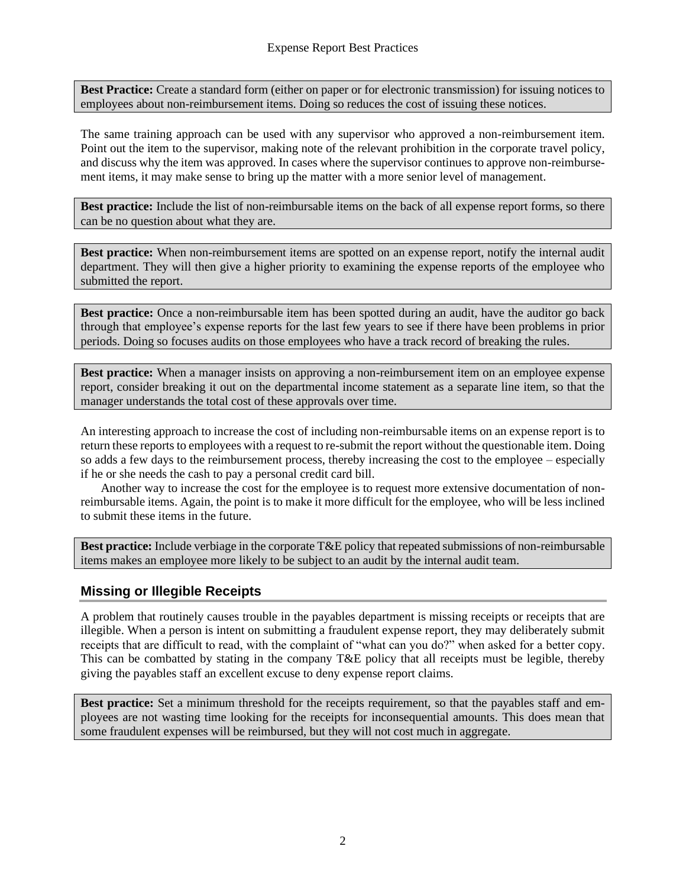**Best Practice:** Create a standard form (either on paper or for electronic transmission) for issuing notices to employees about non-reimbursement items. Doing so reduces the cost of issuing these notices.

The same training approach can be used with any supervisor who approved a non-reimbursement item. Point out the item to the supervisor, making note of the relevant prohibition in the corporate travel policy, and discuss why the item was approved. In cases where the supervisor continues to approve non-reimbursement items, it may make sense to bring up the matter with a more senior level of management.

**Best practice:** Include the list of non-reimbursable items on the back of all expense report forms, so there can be no question about what they are.

**Best practice:** When non-reimbursement items are spotted on an expense report, notify the internal audit department. They will then give a higher priority to examining the expense reports of the employee who submitted the report.

**Best practice:** Once a non-reimbursable item has been spotted during an audit, have the auditor go back through that employee's expense reports for the last few years to see if there have been problems in prior periods. Doing so focuses audits on those employees who have a track record of breaking the rules.

**Best practice:** When a manager insists on approving a non-reimbursement item on an employee expense report, consider breaking it out on the departmental income statement as a separate line item, so that the manager understands the total cost of these approvals over time.

An interesting approach to increase the cost of including non-reimbursable items on an expense report is to return these reports to employees with a request to re-submit the report without the questionable item. Doing so adds a few days to the reimbursement process, thereby increasing the cost to the employee – especially if he or she needs the cash to pay a personal credit card bill.

Another way to increase the cost for the employee is to request more extensive documentation of non-reimbursable items. Again, the point is to make it more difficult for the employee, who will be less inclined to submit these items in the future.

**Best practice:** Include verbiage in the corporate T&E policy that repeated submissions of non-reimbursable items makes an employee more likely to be subject to an audit by the internal audit team.

## Missing or Illegible Receipts

A problem that routinely causes trouble in the payables department is missing receipts or receipts that are illegible. When a person is intent on submitting a fraudulent expense report, they may deliberately submit receipts that are difficult to read, with the complaint of "what can you do?" when asked for a better copy. This can be combatted by stating in the company T&E policy that all receipts must be legible, thereby giving the payables staff an excellent excuse to deny expense report claims.

**Best practice:** Set a minimum threshold for the receipts requirement, so that the payables staff and employees are not wasting time looking for the receipts for inconsequential amounts. This does mean that some fraudulent expenses will be reimbursed, but they will not cost much in aggregate.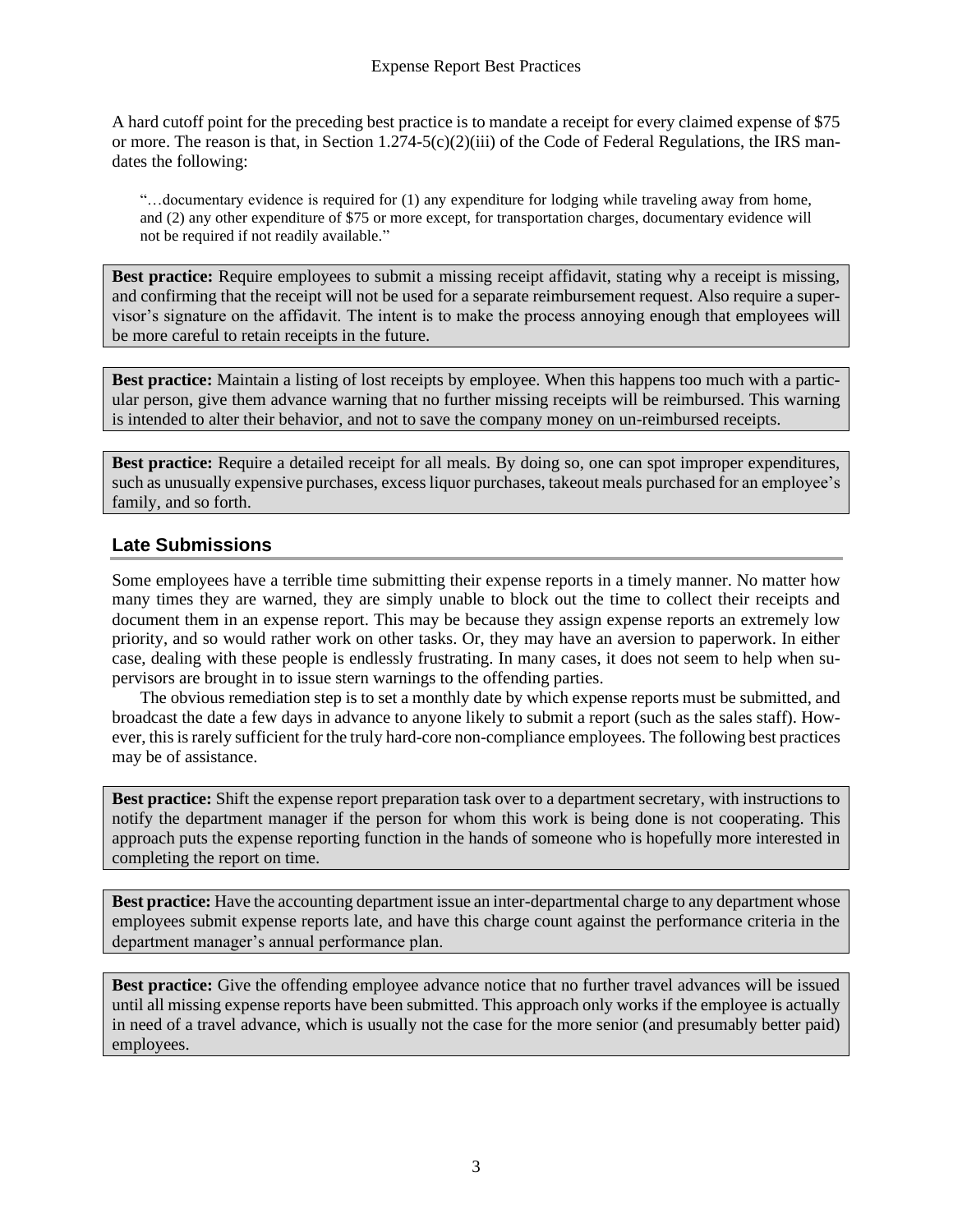A hard cutoff point for the preceding best practice is to mandate a receipt for every claimed expense of $75 or more. The reason is that, in Section 1.274-5(c)(2)(iii) of the Code of Federal Regulations, the IRS mandates the following:

> "…documentary evidence is required for (1) any expenditure for lodging while traveling away from home, and (2) any other expenditure of $75 or more except, for transportation charges, documentary evidence will not be required if not readily available."

**Best practice:** Require employees to submit a missing receipt affidavit, stating why a receipt is missing, and confirming that the receipt will not be used for a separate reimbursement request. Also require a supervisor's signature on the affidavit. The intent is to make the process annoying enough that employees will be more careful to retain receipts in the future.

**Best practice:** Maintain a listing of lost receipts by employee. When this happens too much with a particular person, give them advance warning that no further missing receipts will be reimbursed. This warning is intended to alter their behavior, and not to save the company money on un-reimbursed receipts.

**Best practice:** Require a detailed receipt for all meals. By doing so, one can spot improper expenditures, such as unusually expensive purchases, excess liquor purchases, takeout meals purchased for an employee's family, and so forth.

## Late Submissions

Some employees have a terrible time submitting their expense reports in a timely manner. No matter how many times they are warned, they are simply unable to block out the time to collect their receipts and document them in an expense report. This may be because they assign expense reports an extremely low priority, and so would rather work on other tasks. Or, they may have an aversion to paperwork. In either case, dealing with these people is endlessly frustrating. In many cases, it does not seem to help when supervisors are brought in to issue stern warnings to the offending parties.

The obvious remediation step is to set a monthly date by which expense reports must be submitted, and broadcast the date a few days in advance to anyone likely to submit a report (such as the sales staff). However, this is rarely sufficient for the truly hard-core non-compliance employees. The following best practices may be of assistance.

**Best practice:** Shift the expense report preparation task over to a department secretary, with instructions to notify the department manager if the person for whom this work is being done is not cooperating. This approach puts the expense reporting function in the hands of someone who is hopefully more interested in completing the report on time.

**Best practice:** Have the accounting department issue an inter-departmental charge to any department whose employees submit expense reports late, and have this charge count against the performance criteria in the department manager's annual performance plan.

**Best practice:** Give the offending employee advance notice that no further travel advances will be issued until all missing expense reports have been submitted. This approach only works if the employee is actually in need of a travel advance, which is usually not the case for the more senior (and presumably better paid) employees.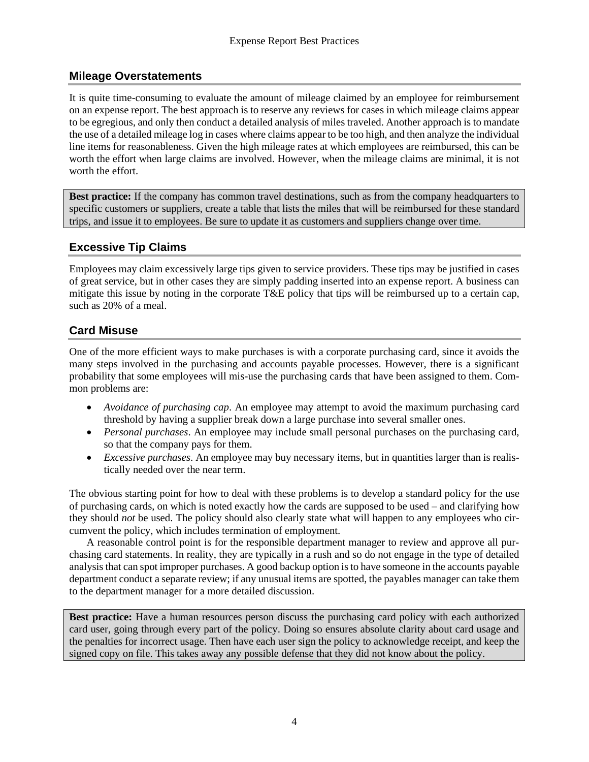## Mileage Overstatements

It is quite time-consuming to evaluate the amount of mileage claimed by an employee for reimbursement on an expense report. The best approach is to reserve any reviews for cases in which mileage claims appear to be egregious, and only then conduct a detailed analysis of miles traveled. Another approach is to mandate the use of a detailed mileage log in cases where claims appear to be too high, and then analyze the individual line items for reasonableness. Given the high mileage rates at which employees are reimbursed, this can be worth the effort when large claims are involved. However, when the mileage claims are minimal, it is not worth the effort.

> **Best practice:** If the company has common travel destinations, such as from the company headquarters to specific customers or suppliers, create a table that lists the miles that will be reimbursed for these standard trips, and issue it to employees. Be sure to update it as customers and suppliers change over time.

## Excessive Tip Claims

Employees may claim excessively large tips given to service providers. These tips may be justified in cases of great service, but in other cases they are simply padding inserted into an expense report. A business can mitigate this issue by noting in the corporate T&E policy that tips will be reimbursed up to a certain cap, such as 20% of a meal.

## Card Misuse

One of the more efficient ways to make purchases is with a corporate purchasing card, since it avoids the many steps involved in the purchasing and accounts payable processes. However, there is a significant probability that some employees will mis-use the purchasing cards that have been assigned to them. Common problems are:

- *Avoidance of purchasing cap*. An employee may attempt to avoid the maximum purchasing card threshold by having a supplier break down a large purchase into several smaller ones.
- *Personal purchases*. An employee may include small personal purchases on the purchasing card, so that the company pays for them.
- *Excessive purchases*. An employee may buy necessary items, but in quantities larger than is realistically needed over the near term.

The obvious starting point for how to deal with these problems is to develop a standard policy for the use of purchasing cards, on which is noted exactly how the cards are supposed to be used – and clarifying how they should *not* be used. The policy should also clearly state what will happen to any employees who circumvent the policy, which includes termination of employment.

A reasonable control point is for the responsible department manager to review and approve all purchasing card statements. In reality, they are typically in a rush and so do not engage in the type of detailed analysis that can spot improper purchases. A good backup option is to have someone in the accounts payable department conduct a separate review; if any unusual items are spotted, the payables manager can take them to the department manager for a more detailed discussion.

> **Best practice:** Have a human resources person discuss the purchasing card policy with each authorized card user, going through every part of the policy. Doing so ensures absolute clarity about card usage and the penalties for incorrect usage. Then have each user sign the policy to acknowledge receipt, and keep the signed copy on file. This takes away any possible defense that they did not know about the policy.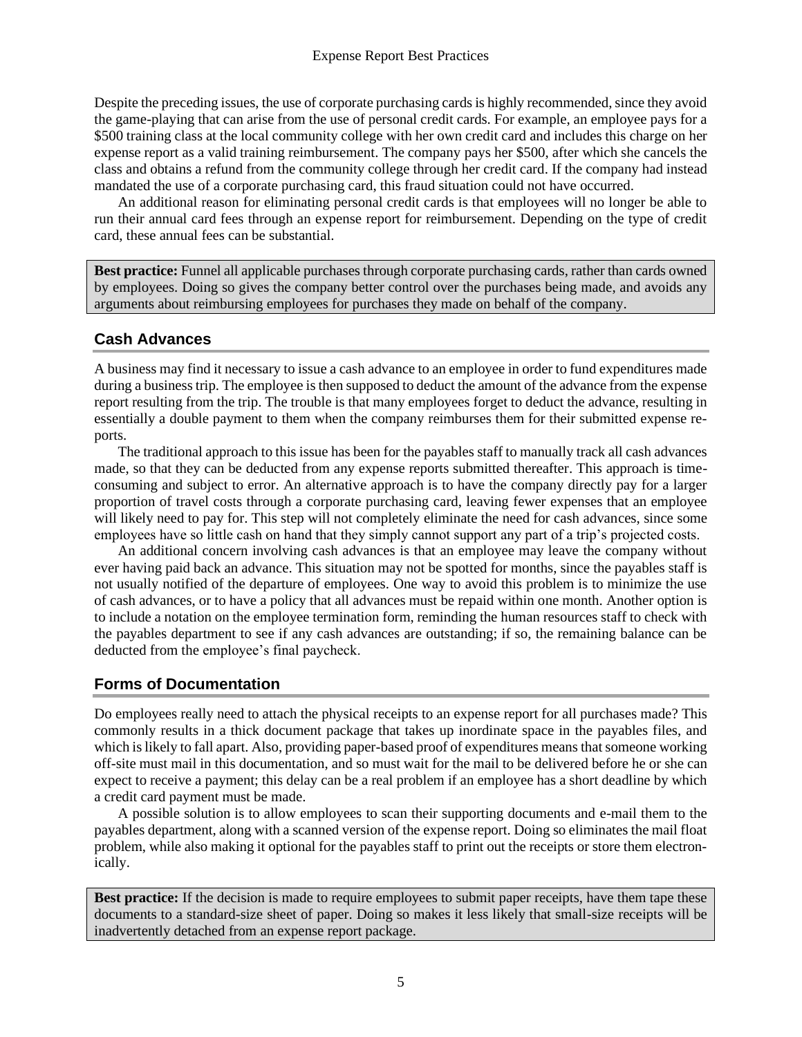Despite the preceding issues, the use of corporate purchasing cards is highly recommended, since they avoid the game-playing that can arise from the use of personal credit cards. For example, an employee pays for a $500 training class at the local community college with her own credit card and includes this charge on her expense report as a valid training reimbursement. The company pays her $500, after which she cancels the class and obtains a refund from the community college through her credit card. If the company had instead mandated the use of a corporate purchasing card, this fraud situation could not have occurred.

An additional reason for eliminating personal credit cards is that employees will no longer be able to run their annual card fees through an expense report for reimbursement. Depending on the type of credit card, these annual fees can be substantial.

**Best practice:** Funnel all applicable purchases through corporate purchasing cards, rather than cards owned by employees. Doing so gives the company better control over the purchases being made, and avoids any arguments about reimbursing employees for purchases they made on behalf of the company.

## Cash Advances

A business may find it necessary to issue a cash advance to an employee in order to fund expenditures made during a business trip. The employee is then supposed to deduct the amount of the advance from the expense report resulting from the trip. The trouble is that many employees forget to deduct the advance, resulting in essentially a double payment to them when the company reimburses them for their submitted expense reports.

The traditional approach to this issue has been for the payables staff to manually track all cash advances made, so that they can be deducted from any expense reports submitted thereafter. This approach is time-consuming and subject to error. An alternative approach is to have the company directly pay for a larger proportion of travel costs through a corporate purchasing card, leaving fewer expenses that an employee will likely need to pay for. This step will not completely eliminate the need for cash advances, since some employees have so little cash on hand that they simply cannot support any part of a trip's projected costs.

An additional concern involving cash advances is that an employee may leave the company without ever having paid back an advance. This situation may not be spotted for months, since the payables staff is not usually notified of the departure of employees. One way to avoid this problem is to minimize the use of cash advances, or to have a policy that all advances must be repaid within one month. Another option is to include a notation on the employee termination form, reminding the human resources staff to check with the payables department to see if any cash advances are outstanding; if so, the remaining balance can be deducted from the employee's final paycheck.

## Forms of Documentation

Do employees really need to attach the physical receipts to an expense report for all purchases made? This commonly results in a thick document package that takes up inordinate space in the payables files, and which is likely to fall apart. Also, providing paper-based proof of expenditures means that someone working off-site must mail in this documentation, and so must wait for the mail to be delivered before he or she can expect to receive a payment; this delay can be a real problem if an employee has a short deadline by which a credit card payment must be made.

A possible solution is to allow employees to scan their supporting documents and e-mail them to the payables department, along with a scanned version of the expense report. Doing so eliminates the mail float problem, while also making it optional for the payables staff to print out the receipts or store them electronically.

**Best practice:** If the decision is made to require employees to submit paper receipts, have them tape these documents to a standard-size sheet of paper. Doing so makes it less likely that small-size receipts will be inadvertently detached from an expense report package.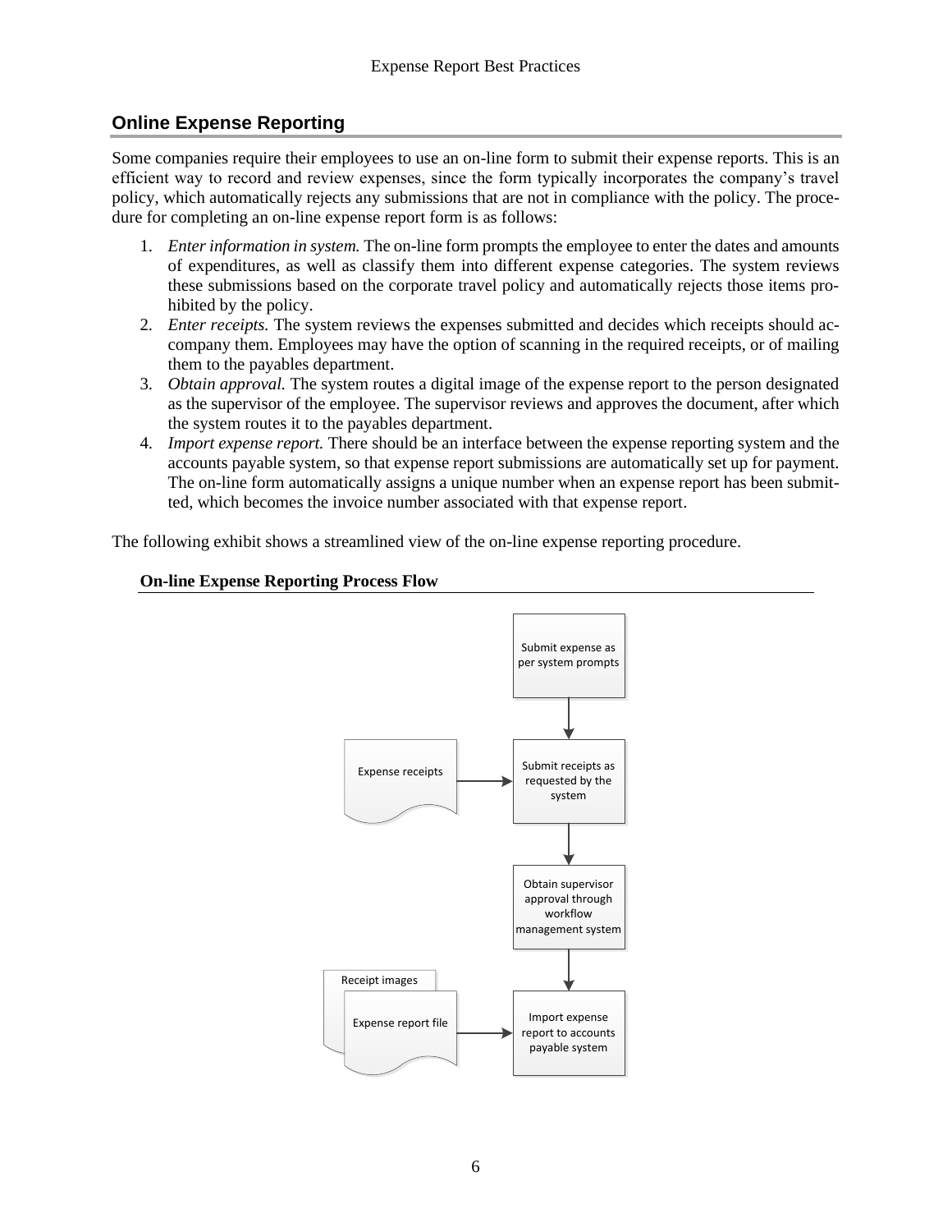## Online Expense Reporting

Some companies require their employees to use an on-line form to submit their expense reports. This is an efficient way to record and review expenses, since the form typically incorporates the company's travel policy, which automatically rejects any submissions that are not in compliance with the policy. The procedure for completing an on-line expense report form is as follows:

1. *Enter information in system.* The on-line form prompts the employee to enter the dates and amounts of expenditures, as well as classify them into different expense categories. The system reviews these submissions based on the corporate travel policy and automatically rejects those items prohibited by the policy.
2. *Enter receipts.* The system reviews the expenses submitted and decides which receipts should accompany them. Employees may have the option of scanning in the required receipts, or of mailing them to the payables department.
3. *Obtain approval.* The system routes a digital image of the expense report to the person designated as the supervisor of the employee. The supervisor reviews and approves the document, after which the system routes it to the payables department.
4. *Import expense report.* There should be an interface between the expense reporting system and the accounts payable system, so that expense report submissions are automatically set up for payment. The on-line form automatically assigns a unique number when an expense report has been submitted, which becomes the invoice number associated with that expense report.

The following exhibit shows a streamlined view of the on-line expense reporting procedure.

**On-line Expense Reporting Process Flow**

Submit expense as per system prompts

Expense receipts → Submit receipts as requested by the system

Obtain supervisor approval through workflow management system

Receipt images / Expense report file → Import expense report to accounts payable system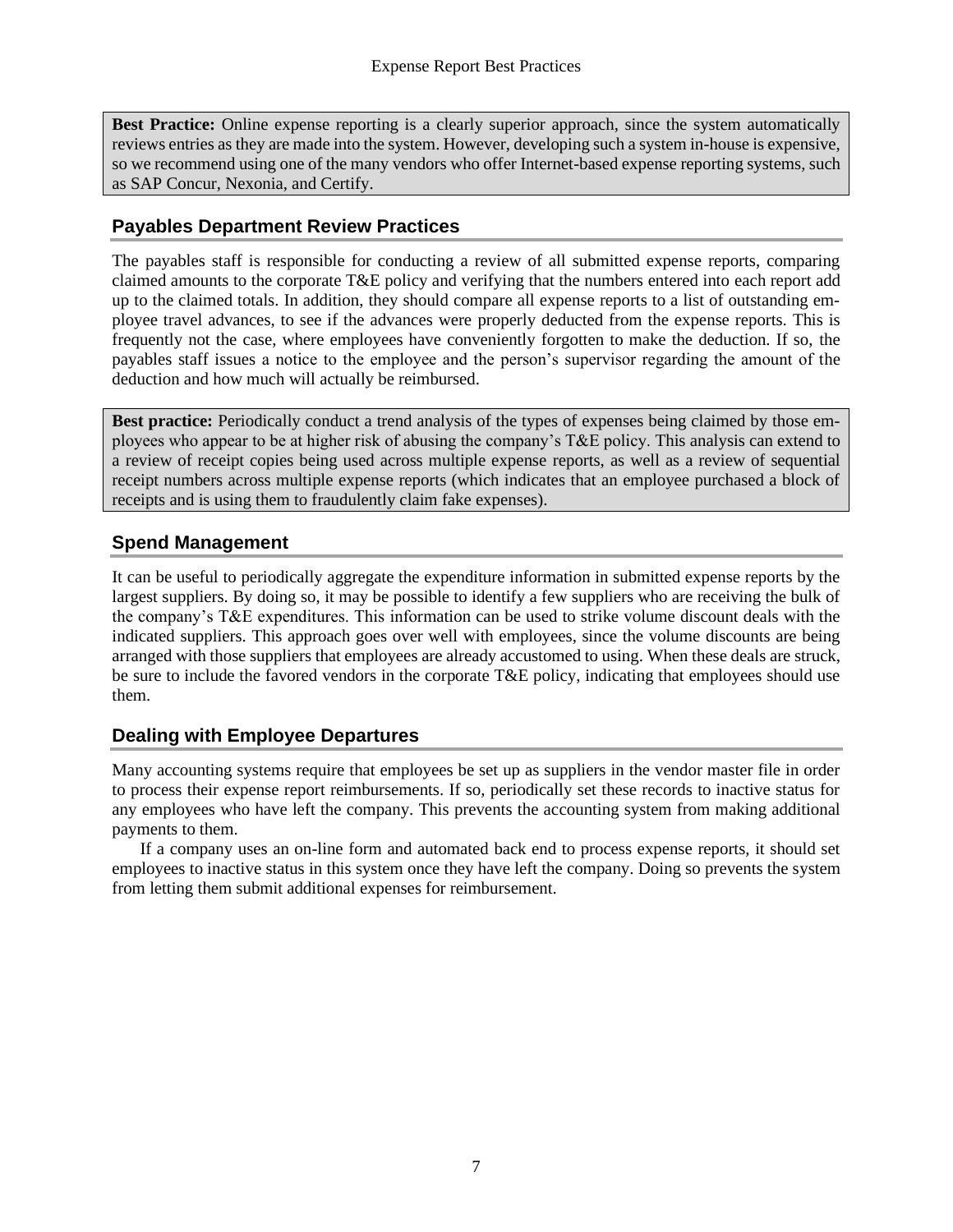**Best Practice:** Online expense reporting is a clearly superior approach, since the system automatically reviews entries as they are made into the system. However, developing such a system in-house is expensive, so we recommend using one of the many vendors who offer Internet-based expense reporting systems, such as SAP Concur, Nexonia, and Certify.

## Payables Department Review Practices

The payables staff is responsible for conducting a review of all submitted expense reports, comparing claimed amounts to the corporate T&E policy and verifying that the numbers entered into each report add up to the claimed totals. In addition, they should compare all expense reports to a list of outstanding employee travel advances, to see if the advances were properly deducted from the expense reports. This is frequently not the case, where employees have conveniently forgotten to make the deduction. If so, the payables staff issues a notice to the employee and the person's supervisor regarding the amount of the deduction and how much will actually be reimbursed.

**Best practice:** Periodically conduct a trend analysis of the types of expenses being claimed by those employees who appear to be at higher risk of abusing the company's T&E policy. This analysis can extend to a review of receipt copies being used across multiple expense reports, as well as a review of sequential receipt numbers across multiple expense reports (which indicates that an employee purchased a block of receipts and is using them to fraudulently claim fake expenses).

## Spend Management

It can be useful to periodically aggregate the expenditure information in submitted expense reports by the largest suppliers. By doing so, it may be possible to identify a few suppliers who are receiving the bulk of the company's T&E expenditures. This information can be used to strike volume discount deals with the indicated suppliers. This approach goes over well with employees, since the volume discounts are being arranged with those suppliers that employees are already accustomed to using. When these deals are struck, be sure to include the favored vendors in the corporate T&E policy, indicating that employees should use them.

## Dealing with Employee Departures

Many accounting systems require that employees be set up as suppliers in the vendor master file in order to process their expense report reimbursements. If so, periodically set these records to inactive status for any employees who have left the company. This prevents the accounting system from making additional payments to them.

If a company uses an on-line form and automated back end to process expense reports, it should set employees to inactive status in this system once they have left the company. Doing so prevents the system from letting them submit additional expenses for reimbursement.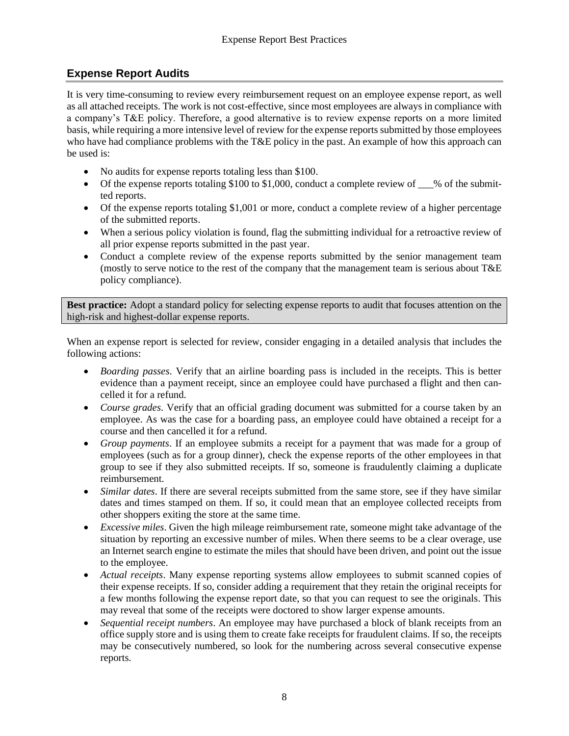## Expense Report Audits

It is very time-consuming to review every reimbursement request on an employee expense report, as well as all attached receipts. The work is not cost-effective, since most employees are always in compliance with a company's T&E policy. Therefore, a good alternative is to review expense reports on a more limited basis, while requiring a more intensive level of review for the expense reports submitted by those employees who have had compliance problems with the T&E policy in the past. An example of how this approach can be used is:

- No audits for expense reports totaling less than $100.
- Of the expense reports totaling $100 to $1,000, conduct a complete review of ___% of the submitted reports.
- Of the expense reports totaling $1,001 or more, conduct a complete review of a higher percentage of the submitted reports.
- When a serious policy violation is found, flag the submitting individual for a retroactive review of all prior expense reports submitted in the past year.
- Conduct a complete review of the expense reports submitted by the senior management team (mostly to serve notice to the rest of the company that the management team is serious about T&E policy compliance).

> **Best practice:** Adopt a standard policy for selecting expense reports to audit that focuses attention on the high-risk and highest-dollar expense reports.

When an expense report is selected for review, consider engaging in a detailed analysis that includes the following actions:

- *Boarding passes*. Verify that an airline boarding pass is included in the receipts. This is better evidence than a payment receipt, since an employee could have purchased a flight and then cancelled it for a refund.
- *Course grades*. Verify that an official grading document was submitted for a course taken by an employee. As was the case for a boarding pass, an employee could have obtained a receipt for a course and then cancelled it for a refund.
- *Group payments*. If an employee submits a receipt for a payment that was made for a group of employees (such as for a group dinner), check the expense reports of the other employees in that group to see if they also submitted receipts. If so, someone is fraudulently claiming a duplicate reimbursement.
- *Similar dates*. If there are several receipts submitted from the same store, see if they have similar dates and times stamped on them. If so, it could mean that an employee collected receipts from other shoppers exiting the store at the same time.
- *Excessive miles*. Given the high mileage reimbursement rate, someone might take advantage of the situation by reporting an excessive number of miles. When there seems to be a clear overage, use an Internet search engine to estimate the miles that should have been driven, and point out the issue to the employee.
- *Actual receipts*. Many expense reporting systems allow employees to submit scanned copies of their expense receipts. If so, consider adding a requirement that they retain the original receipts for a few months following the expense report date, so that you can request to see the originals. This may reveal that some of the receipts were doctored to show larger expense amounts.
- *Sequential receipt numbers*. An employee may have purchased a block of blank receipts from an office supply store and is using them to create fake receipts for fraudulent claims. If so, the receipts may be consecutively numbered, so look for the numbering across several consecutive expense reports.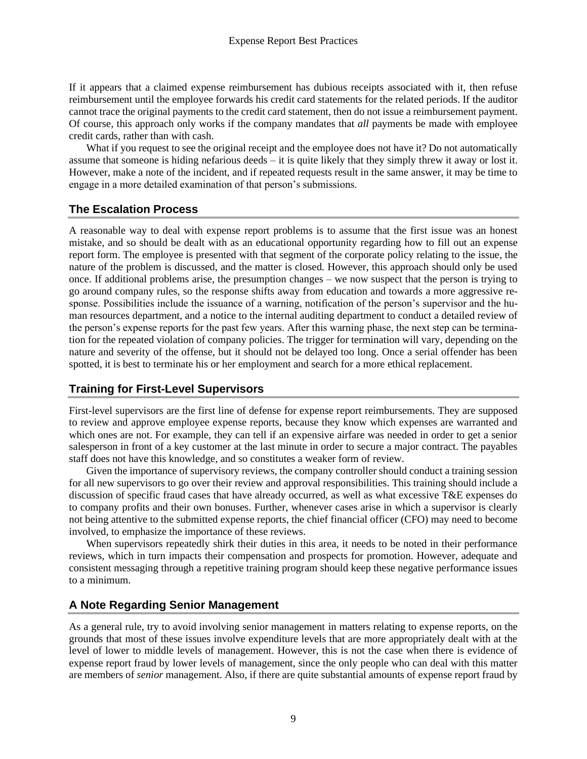If it appears that a claimed expense reimbursement has dubious receipts associated with it, then refuse reimbursement until the employee forwards his credit card statements for the related periods. If the auditor cannot trace the original payments to the credit card statement, then do not issue a reimbursement payment. Of course, this approach only works if the company mandates that *all* payments be made with employee credit cards, rather than with cash.

What if you request to see the original receipt and the employee does not have it? Do not automatically assume that someone is hiding nefarious deeds – it is quite likely that they simply threw it away or lost it. However, make a note of the incident, and if repeated requests result in the same answer, it may be time to engage in a more detailed examination of that person's submissions.

## The Escalation Process

A reasonable way to deal with expense report problems is to assume that the first issue was an honest mistake, and so should be dealt with as an educational opportunity regarding how to fill out an expense report form. The employee is presented with that segment of the corporate policy relating to the issue, the nature of the problem is discussed, and the matter is closed. However, this approach should only be used once. If additional problems arise, the presumption changes – we now suspect that the person is trying to go around company rules, so the response shifts away from education and towards a more aggressive response. Possibilities include the issuance of a warning, notification of the person's supervisor and the human resources department, and a notice to the internal auditing department to conduct a detailed review of the person's expense reports for the past few years. After this warning phase, the next step can be termination for the repeated violation of company policies. The trigger for termination will vary, depending on the nature and severity of the offense, but it should not be delayed too long. Once a serial offender has been spotted, it is best to terminate his or her employment and search for a more ethical replacement.

## Training for First-Level Supervisors

First-level supervisors are the first line of defense for expense report reimbursements. They are supposed to review and approve employee expense reports, because they know which expenses are warranted and which ones are not. For example, they can tell if an expensive airfare was needed in order to get a senior salesperson in front of a key customer at the last minute in order to secure a major contract. The payables staff does not have this knowledge, and so constitutes a weaker form of review.

Given the importance of supervisory reviews, the company controller should conduct a training session for all new supervisors to go over their review and approval responsibilities. This training should include a discussion of specific fraud cases that have already occurred, as well as what excessive T&E expenses do to company profits and their own bonuses. Further, whenever cases arise in which a supervisor is clearly not being attentive to the submitted expense reports, the chief financial officer (CFO) may need to become involved, to emphasize the importance of these reviews.

When supervisors repeatedly shirk their duties in this area, it needs to be noted in their performance reviews, which in turn impacts their compensation and prospects for promotion. However, adequate and consistent messaging through a repetitive training program should keep these negative performance issues to a minimum.

## A Note Regarding Senior Management

As a general rule, try to avoid involving senior management in matters relating to expense reports, on the grounds that most of these issues involve expenditure levels that are more appropriately dealt with at the level of lower to middle levels of management. However, this is not the case when there is evidence of expense report fraud by lower levels of management, since the only people who can deal with this matter are members of *senior* management. Also, if there are quite substantial amounts of expense report fraud by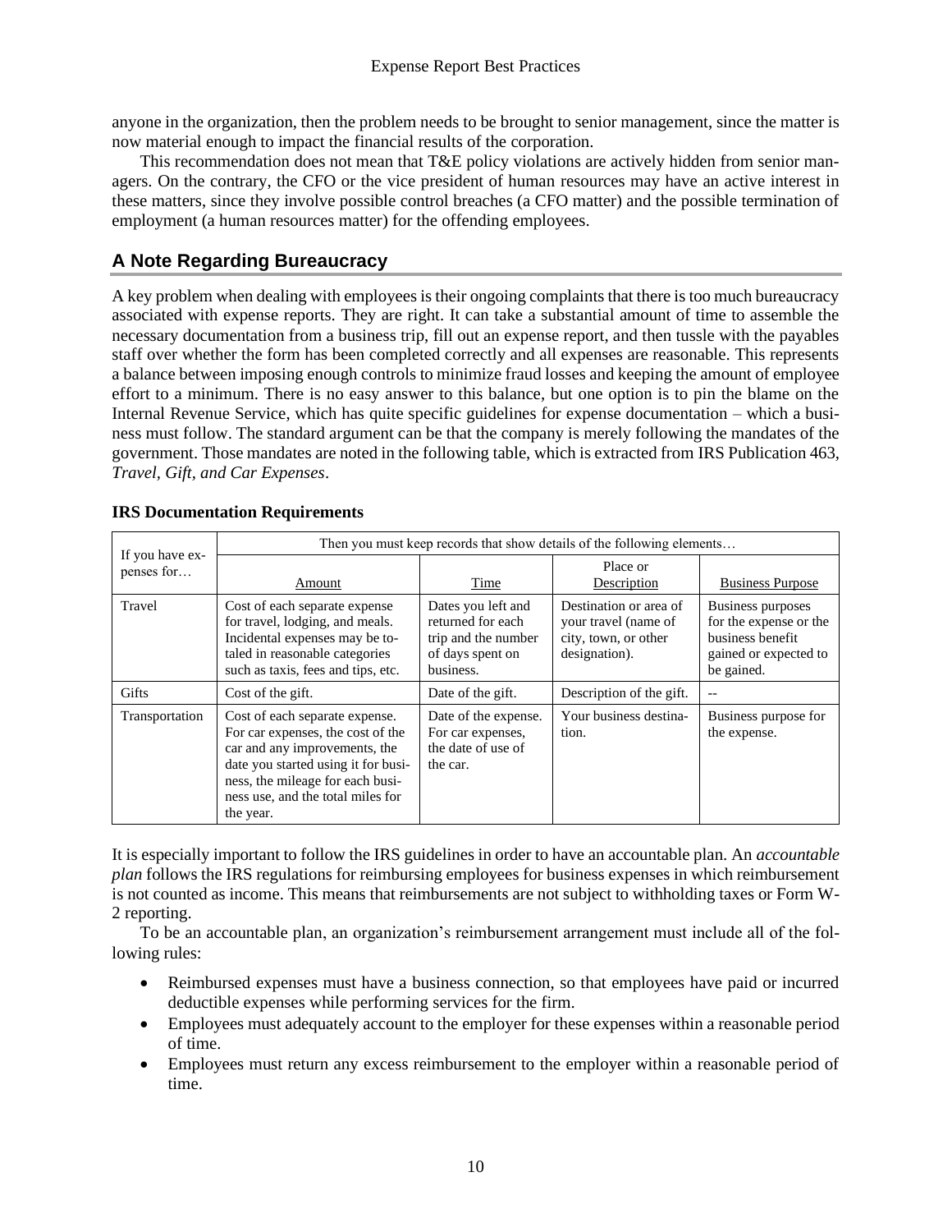anyone in the organization, then the problem needs to be brought to senior management, since the matter is now material enough to impact the financial results of the corporation.

This recommendation does not mean that T&E policy violations are actively hidden from senior managers. On the contrary, the CFO or the vice president of human resources may have an active interest in these matters, since they involve possible control breaches (a CFO matter) and the possible termination of employment (a human resources matter) for the offending employees.

## A Note Regarding Bureaucracy

A key problem when dealing with employees is their ongoing complaints that there is too much bureaucracy associated with expense reports. They are right. It can take a substantial amount of time to assemble the necessary documentation from a business trip, fill out an expense report, and then tussle with the payables staff over whether the form has been completed correctly and all expenses are reasonable. This represents a balance between imposing enough controls to minimize fraud losses and keeping the amount of employee effort to a minimum. There is no easy answer to this balance, but one option is to pin the blame on the Internal Revenue Service, which has quite specific guidelines for expense documentation – which a business must follow. The standard argument can be that the company is merely following the mandates of the government. Those mandates are noted in the following table, which is extracted from IRS Publication 463, *Travel, Gift, and Car Expenses*.

**IRS Documentation Requirements**

| If you have expenses for… | Then you must keep records that show details of the following elements… | | | |
|---|---|---|---|---|
| | Amount | Time | Place or Description | Business Purpose |
| Travel | Cost of each separate expense for travel, lodging, and meals. Incidental expenses may be totaled in reasonable categories such as taxis, fees and tips, etc. | Dates you left and returned for each trip and the number of days spent on business. | Destination or area of your travel (name of city, town, or other designation). | Business purposes for the expense or the business benefit gained or expected to be gained. |
| Gifts | Cost of the gift. | Date of the gift. | Description of the gift. | -- |
| Transportation | Cost of each separate expense. For car expenses, the cost of the car and any improvements, the date you started using it for business, the mileage for each business use, and the total miles for the year. | Date of the expense. For car expenses, the date of use of the car. | Your business destination. | Business purpose for the expense. |

It is especially important to follow the IRS guidelines in order to have an accountable plan. An *accountable plan* follows the IRS regulations for reimbursing employees for business expenses in which reimbursement is not counted as income. This means that reimbursements are not subject to withholding taxes or Form W-2 reporting.

To be an accountable plan, an organization's reimbursement arrangement must include all of the following rules:

- Reimbursed expenses must have a business connection, so that employees have paid or incurred deductible expenses while performing services for the firm.
- Employees must adequately account to the employer for these expenses within a reasonable period of time.
- Employees must return any excess reimbursement to the employer within a reasonable period of time.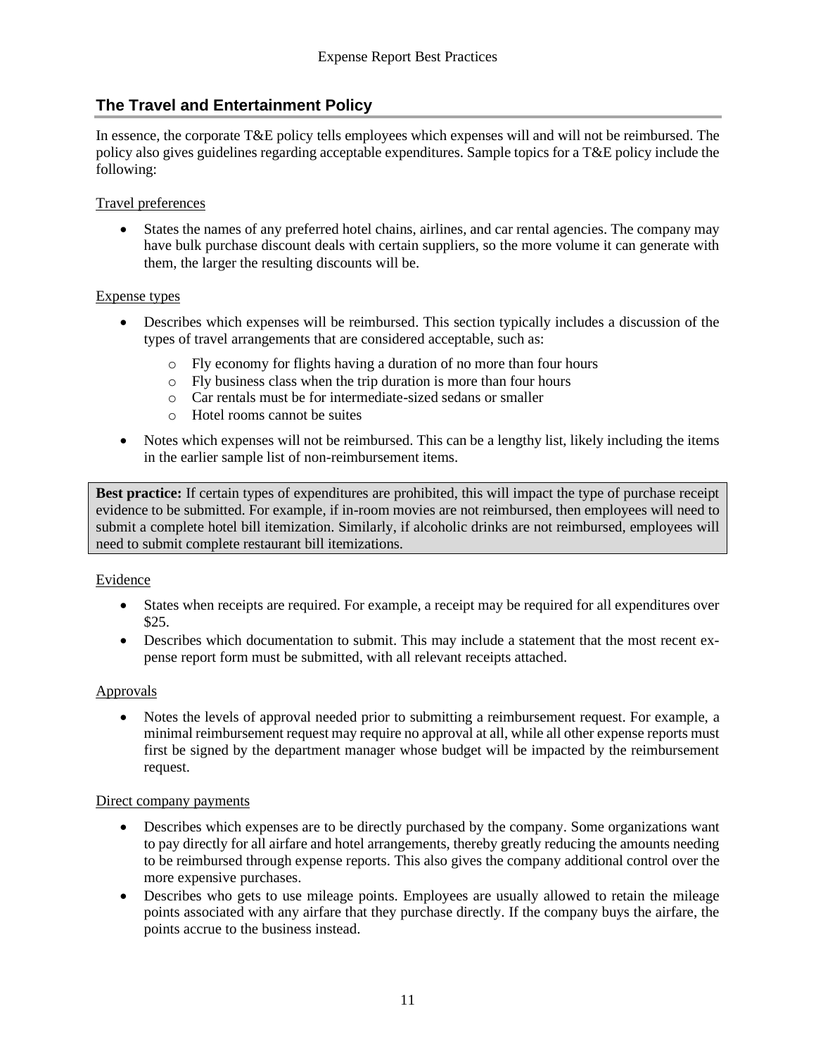## The Travel and Entertainment Policy

In essence, the corporate T&E policy tells employees which expenses will and will not be reimbursed. The policy also gives guidelines regarding acceptable expenditures. Sample topics for a T&E policy include the following:

Travel preferences

- States the names of any preferred hotel chains, airlines, and car rental agencies. The company may have bulk purchase discount deals with certain suppliers, so the more volume it can generate with them, the larger the resulting discounts will be.

Expense types

- Describes which expenses will be reimbursed. This section typically includes a discussion of the types of travel arrangements that are considered acceptable, such as:
  - Fly economy for flights having a duration of no more than four hours
  - Fly business class when the trip duration is more than four hours
  - Car rentals must be for intermediate-sized sedans or smaller
  - Hotel rooms cannot be suites
- Notes which expenses will not be reimbursed. This can be a lengthy list, likely including the items in the earlier sample list of non-reimbursement items.

> **Best practice:** If certain types of expenditures are prohibited, this will impact the type of purchase receipt evidence to be submitted. For example, if in-room movies are not reimbursed, then employees will need to submit a complete hotel bill itemization. Similarly, if alcoholic drinks are not reimbursed, employees will need to submit complete restaurant bill itemizations.

Evidence

- States when receipts are required. For example, a receipt may be required for all expenditures over $25.
- Describes which documentation to submit. This may include a statement that the most recent expense report form must be submitted, with all relevant receipts attached.

Approvals

- Notes the levels of approval needed prior to submitting a reimbursement request. For example, a minimal reimbursement request may require no approval at all, while all other expense reports must first be signed by the department manager whose budget will be impacted by the reimbursement request.

Direct company payments

- Describes which expenses are to be directly purchased by the company. Some organizations want to pay directly for all airfare and hotel arrangements, thereby greatly reducing the amounts needing to be reimbursed through expense reports. This also gives the company additional control over the more expensive purchases.
- Describes who gets to use mileage points. Employees are usually allowed to retain the mileage points associated with any airfare that they purchase directly. If the company buys the airfare, the points accrue to the business instead.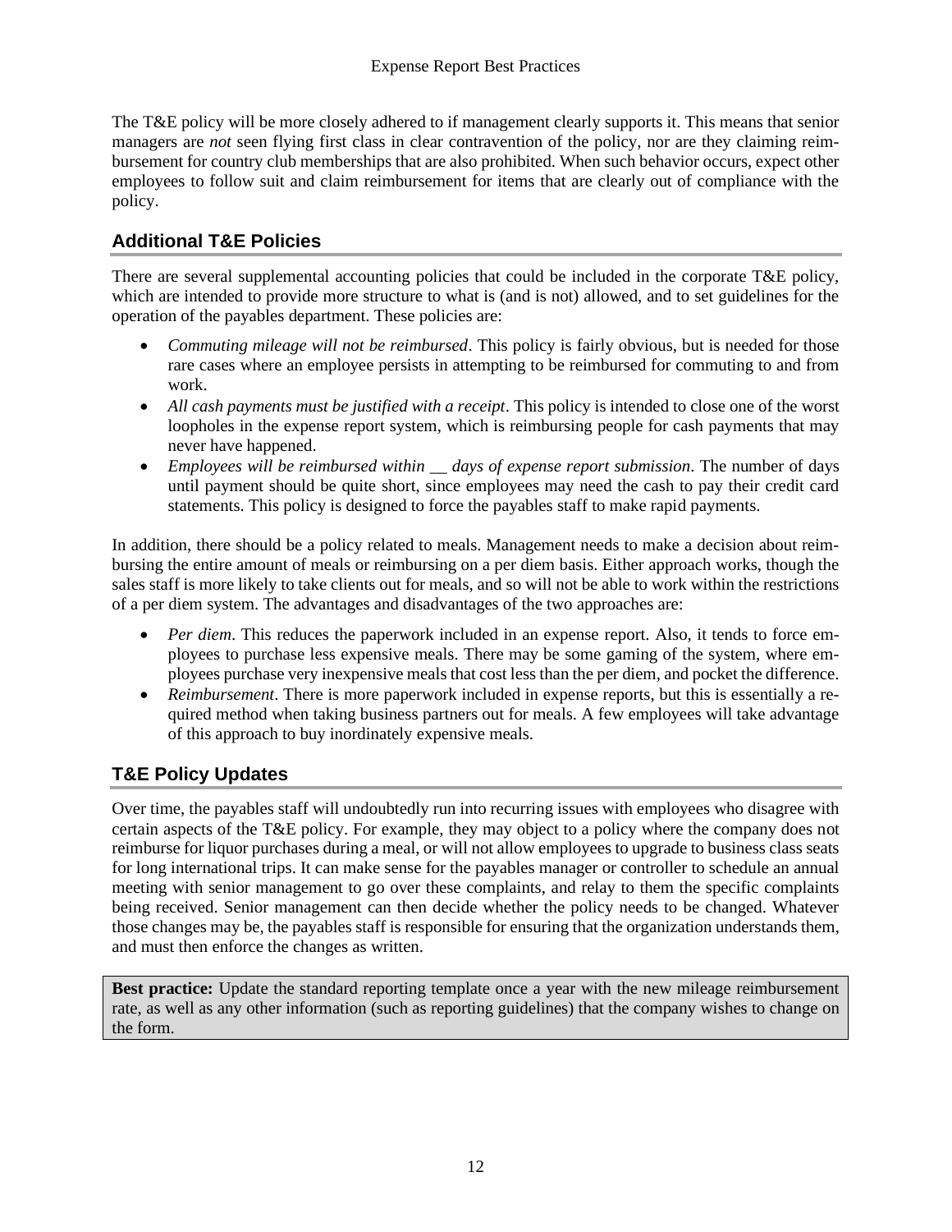The T&E policy will be more closely adhered to if management clearly supports it. This means that senior managers are *not* seen flying first class in clear contravention of the policy, nor are they claiming reimbursement for country club memberships that are also prohibited. When such behavior occurs, expect other employees to follow suit and claim reimbursement for items that are clearly out of compliance with the policy.

## Additional T&E Policies

There are several supplemental accounting policies that could be included in the corporate T&E policy, which are intended to provide more structure to what is (and is not) allowed, and to set guidelines for the operation of the payables department. These policies are:

- *Commuting mileage will not be reimbursed*. This policy is fairly obvious, but is needed for those rare cases where an employee persists in attempting to be reimbursed for commuting to and from work.
- *All cash payments must be justified with a receipt*. This policy is intended to close one of the worst loopholes in the expense report system, which is reimbursing people for cash payments that may never have happened.
- *Employees will be reimbursed within __ days of expense report submission*. The number of days until payment should be quite short, since employees may need the cash to pay their credit card statements. This policy is designed to force the payables staff to make rapid payments.

In addition, there should be a policy related to meals. Management needs to make a decision about reimbursing the entire amount of meals or reimbursing on a per diem basis. Either approach works, though the sales staff is more likely to take clients out for meals, and so will not be able to work within the restrictions of a per diem system. The advantages and disadvantages of the two approaches are:

- *Per diem*. This reduces the paperwork included in an expense report. Also, it tends to force employees to purchase less expensive meals. There may be some gaming of the system, where employees purchase very inexpensive meals that cost less than the per diem, and pocket the difference.
- *Reimbursement*. There is more paperwork included in expense reports, but this is essentially a required method when taking business partners out for meals. A few employees will take advantage of this approach to buy inordinately expensive meals.

## T&E Policy Updates

Over time, the payables staff will undoubtedly run into recurring issues with employees who disagree with certain aspects of the T&E policy. For example, they may object to a policy where the company does not reimburse for liquor purchases during a meal, or will not allow employees to upgrade to business class seats for long international trips. It can make sense for the payables manager or controller to schedule an annual meeting with senior management to go over these complaints, and relay to them the specific complaints being received. Senior management can then decide whether the policy needs to be changed. Whatever those changes may be, the payables staff is responsible for ensuring that the organization understands them, and must then enforce the changes as written.

> **Best practice:** Update the standard reporting template once a year with the new mileage reimbursement rate, as well as any other information (such as reporting guidelines) that the company wishes to change on the form.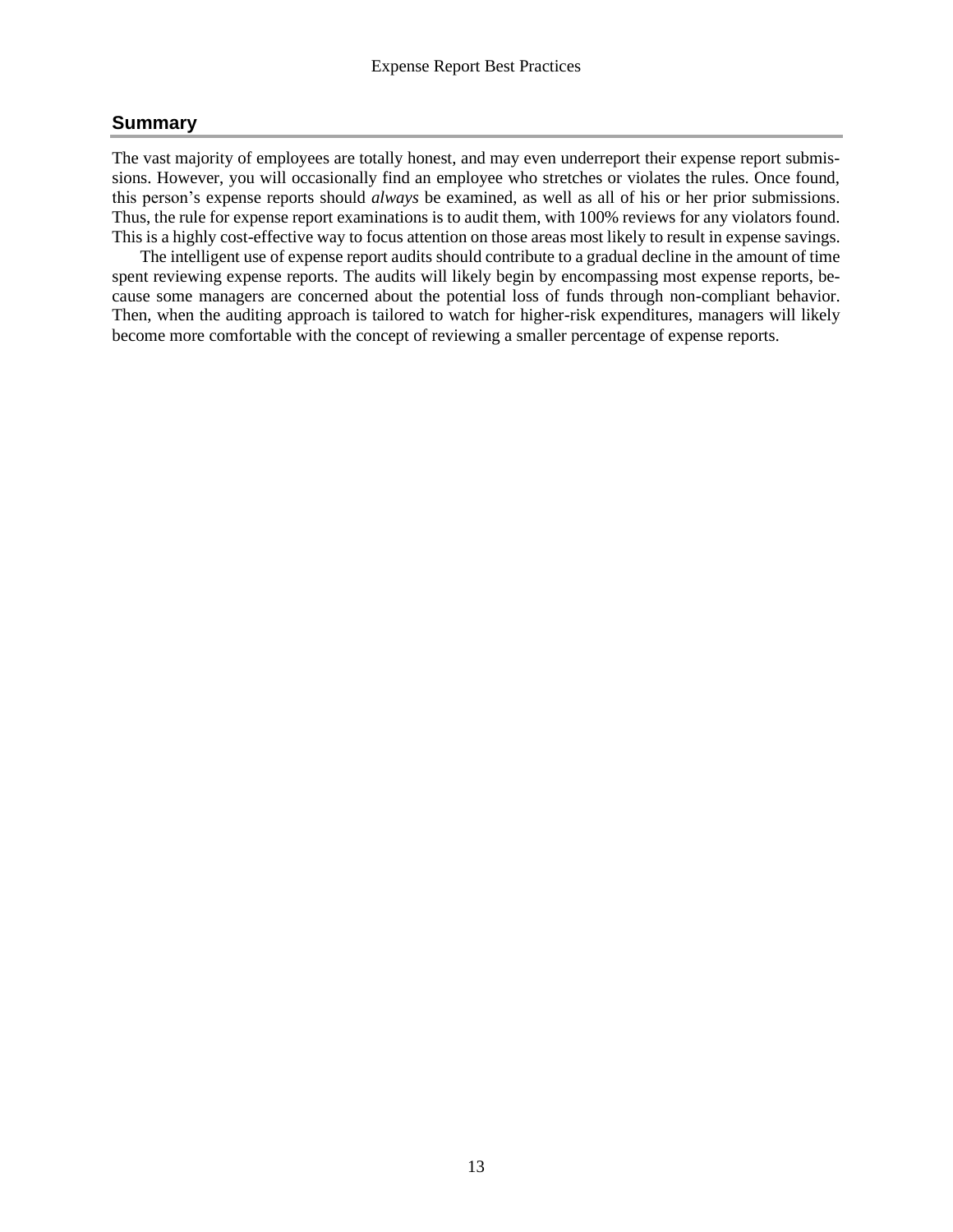## Summary

The vast majority of employees are totally honest, and may even underreport their expense report submissions. However, you will occasionally find an employee who stretches or violates the rules. Once found, this person's expense reports should *always* be examined, as well as all of his or her prior submissions. Thus, the rule for expense report examinations is to audit them, with 100% reviews for any violators found. This is a highly cost-effective way to focus attention on those areas most likely to result in expense savings.

The intelligent use of expense report audits should contribute to a gradual decline in the amount of time spent reviewing expense reports. The audits will likely begin by encompassing most expense reports, because some managers are concerned about the potential loss of funds through non-compliant behavior. Then, when the auditing approach is tailored to watch for higher-risk expenditures, managers will likely become more comfortable with the concept of reviewing a smaller percentage of expense reports.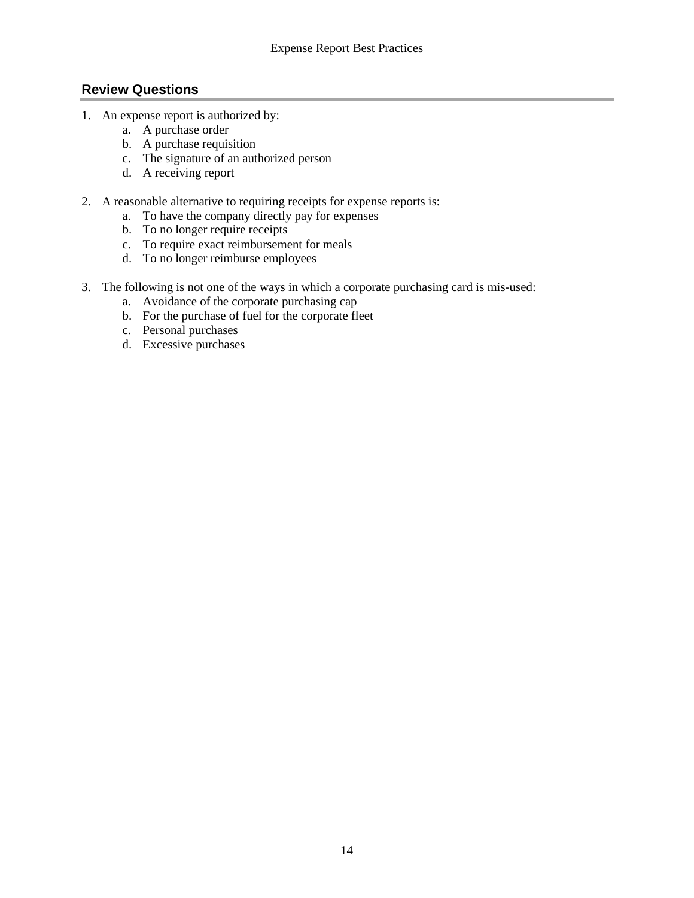## Review Questions

1. An expense report is authorized by:
   a. A purchase order
   b. A purchase requisition
   c. The signature of an authorized person
   d. A receiving report

2. A reasonable alternative to requiring receipts for expense reports is:
   a. To have the company directly pay for expenses
   b. To no longer require receipts
   c. To require exact reimbursement for meals
   d. To no longer reimburse employees

3. The following is not one of the ways in which a corporate purchasing card is mis-used:
   a. Avoidance of the corporate purchasing cap
   b. For the purchase of fuel for the corporate fleet
   c. Personal purchases
   d. Excessive purchases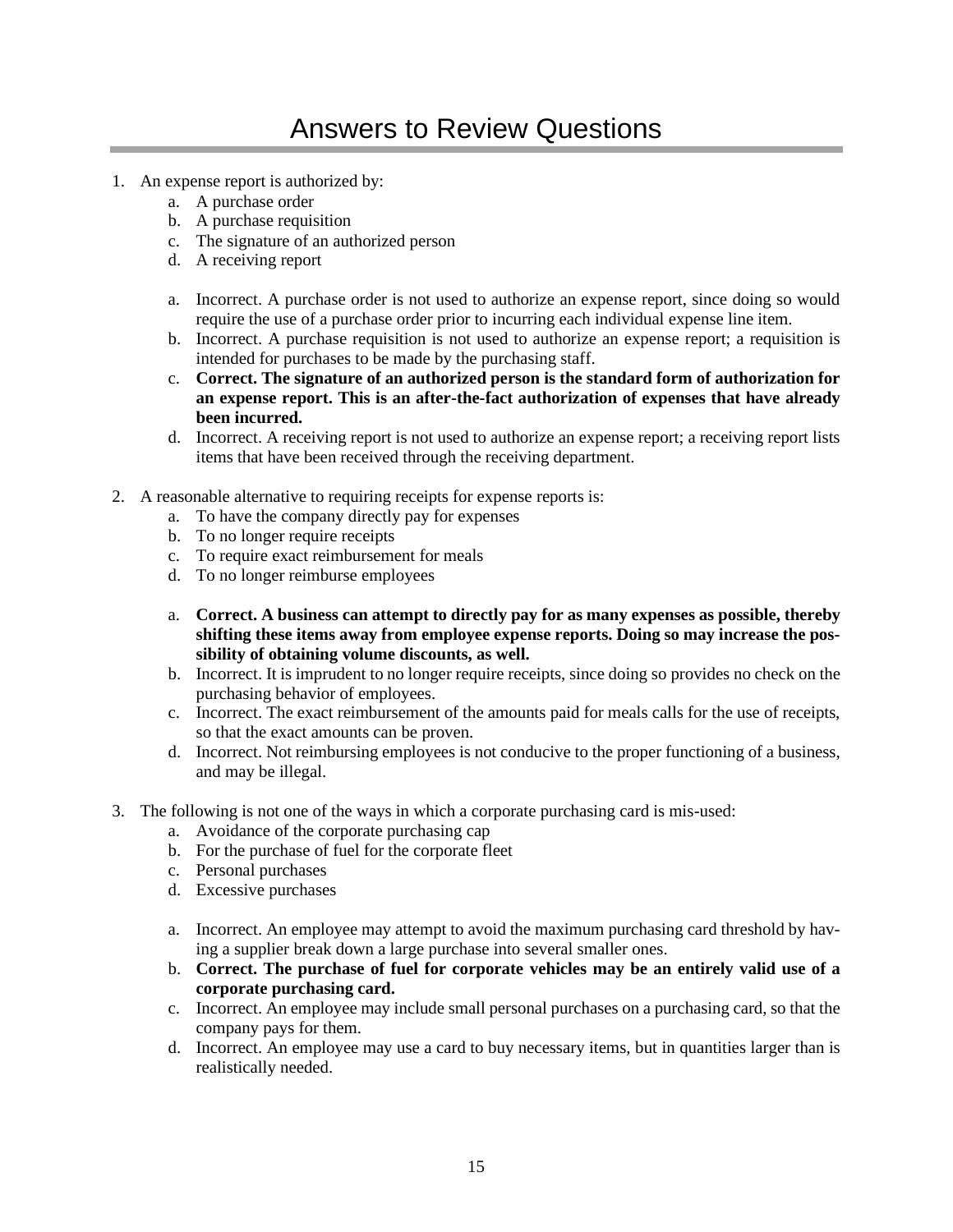# Answers to Review Questions

1. An expense report is authorized by:
   a. A purchase order
   b. A purchase requisition
   c. The signature of an authorized person
   d. A receiving report

   a. Incorrect. A purchase order is not used to authorize an expense report, since doing so would require the use of a purchase order prior to incurring each individual expense line item.
   b. Incorrect. A purchase requisition is not used to authorize an expense report; a requisition is intended for purchases to be made by the purchasing staff.
   c. **Correct. The signature of an authorized person is the standard form of authorization for an expense report. This is an after-the-fact authorization of expenses that have already been incurred.**
   d. Incorrect. A receiving report is not used to authorize an expense report; a receiving report lists items that have been received through the receiving department.

2. A reasonable alternative to requiring receipts for expense reports is:
   a. To have the company directly pay for expenses
   b. To no longer require receipts
   c. To require exact reimbursement for meals
   d. To no longer reimburse employees

   a. **Correct. A business can attempt to directly pay for as many expenses as possible, thereby shifting these items away from employee expense reports. Doing so may increase the possibility of obtaining volume discounts, as well.**
   b. Incorrect. It is imprudent to no longer require receipts, since doing so provides no check on the purchasing behavior of employees.
   c. Incorrect. The exact reimbursement of the amounts paid for meals calls for the use of receipts, so that the exact amounts can be proven.
   d. Incorrect. Not reimbursing employees is not conducive to the proper functioning of a business, and may be illegal.

3. The following is not one of the ways in which a corporate purchasing card is mis-used:
   a. Avoidance of the corporate purchasing cap
   b. For the purchase of fuel for the corporate fleet
   c. Personal purchases
   d. Excessive purchases

   a. Incorrect. An employee may attempt to avoid the maximum purchasing card threshold by having a supplier break down a large purchase into several smaller ones.
   b. **Correct. The purchase of fuel for corporate vehicles may be an entirely valid use of a corporate purchasing card.**
   c. Incorrect. An employee may include small personal purchases on a purchasing card, so that the company pays for them.
   d. Incorrect. An employee may use a card to buy necessary items, but in quantities larger than is realistically needed.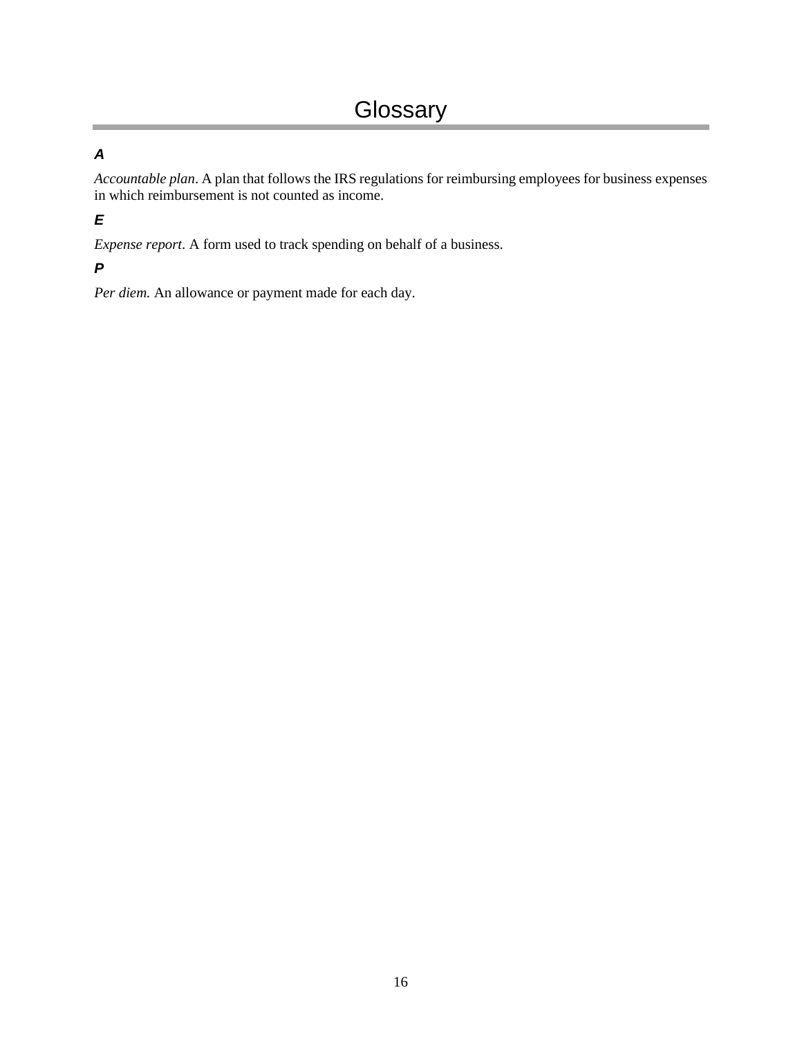# Glossary

***A***

*Accountable plan*. A plan that follows the IRS regulations for reimbursing employees for business expenses in which reimbursement is not counted as income.

***E***

*Expense report*. A form used to track spending on behalf of a business.

***P***

*Per diem.* An allowance or payment made for each day.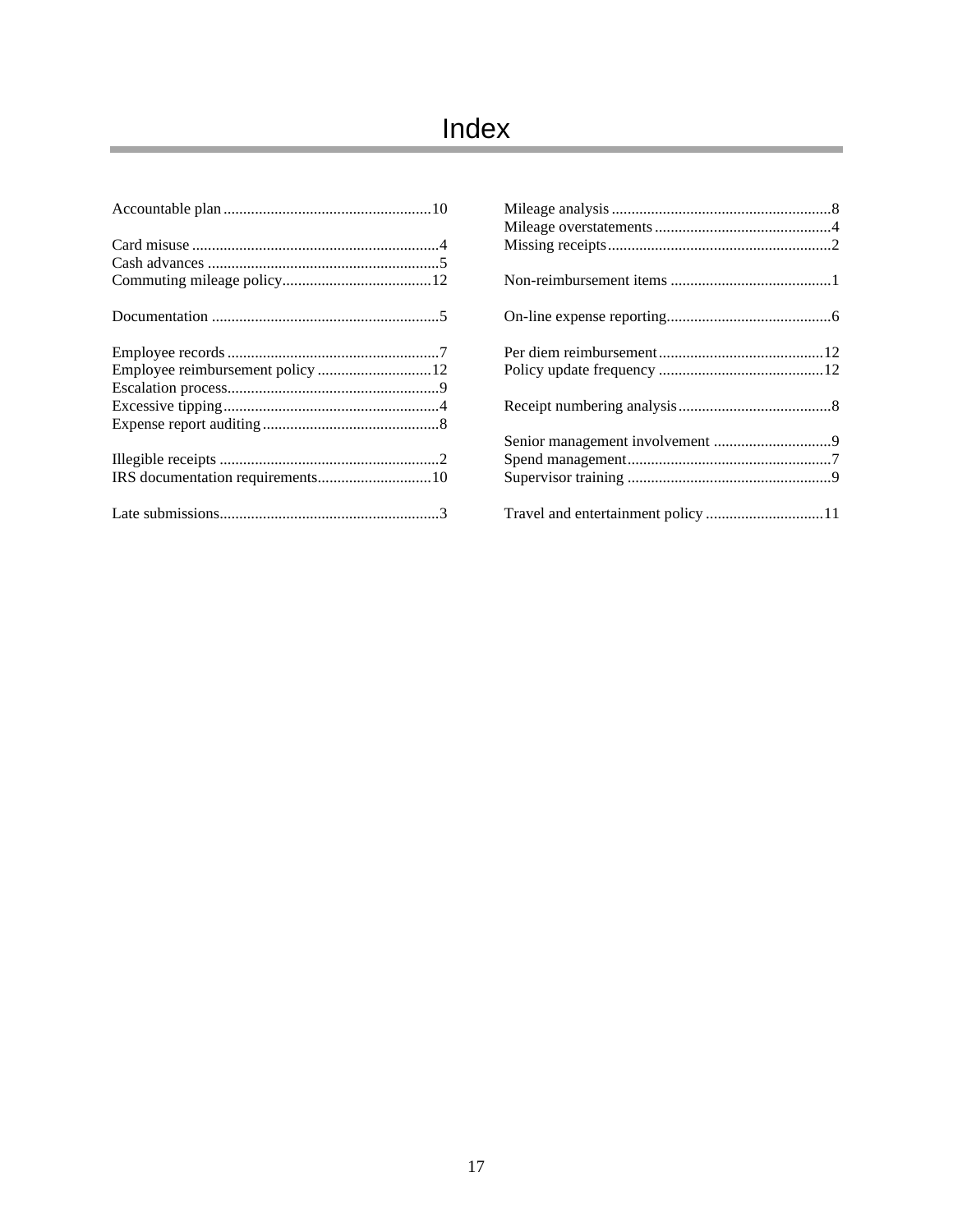# Index

Accountable plan ..................................................... 10

Card misuse ............................................................... 4
Cash advances ........................................................... 5
Commuting mileage policy...................................... 12

Documentation .......................................................... 5

Employee records ...................................................... 7
Employee reimbursement policy ............................. 12
Escalation process...................................................... 9
Excessive tipping ....................................................... 4
Expense report auditing ............................................. 8

Illegible receipts ........................................................ 2
IRS documentation requirements............................. 10

Late submissions......................................................... 3

Mileage analysis ........................................................ 8
Mileage overstatements ............................................. 4
Missing receipts.......................................................... 2

Non-reimbursement items .......................................... 1

On-line expense reporting........................................... 6

Per diem reimbursement ........................................... 12
Policy update frequency ........................................... 12

Receipt numbering analysis........................................ 8

Senior management involvement .............................. 9
Spend management.................................................... 7
Supervisor training ..................................................... 9

Travel and entertainment policy .............................. 11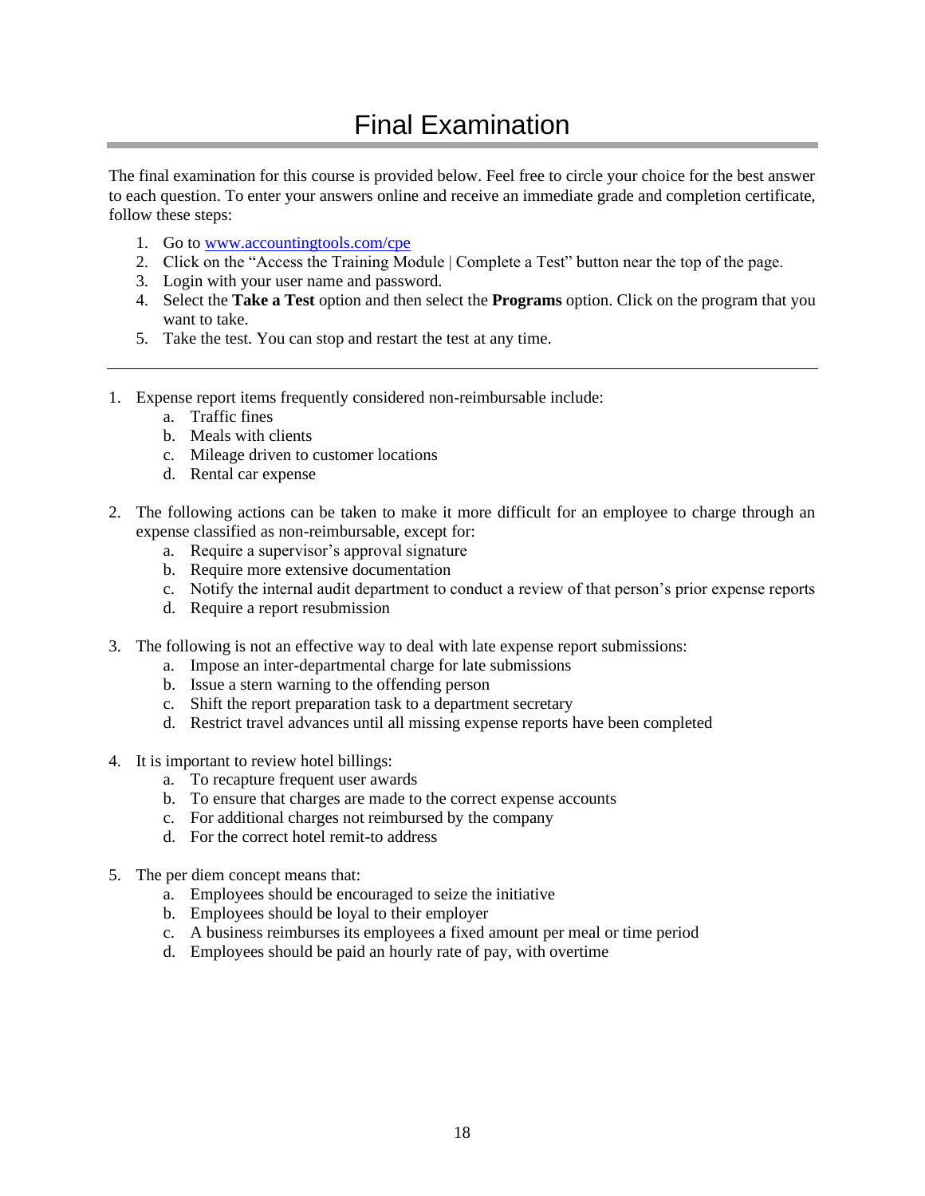# Final Examination

The final examination for this course is provided below. Feel free to circle your choice for the best answer to each question. To enter your answers online and receive an immediate grade and completion certificate, follow these steps:

1. Go to www.accountingtools.com/cpe
2. Click on the "Access the Training Module | Complete a Test" button near the top of the page.
3. Login with your user name and password.
4. Select the **Take a Test** option and then select the **Programs** option. Click on the program that you want to take.
5. Take the test. You can stop and restart the test at any time.

---

1. Expense report items frequently considered non-reimbursable include:
   a. Traffic fines
   b. Meals with clients
   c. Mileage driven to customer locations
   d. Rental car expense

2. The following actions can be taken to make it more difficult for an employee to charge through an expense classified as non-reimbursable, except for:
   a. Require a supervisor's approval signature
   b. Require more extensive documentation
   c. Notify the internal audit department to conduct a review of that person's prior expense reports
   d. Require a report resubmission

3. The following is not an effective way to deal with late expense report submissions:
   a. Impose an inter-departmental charge for late submissions
   b. Issue a stern warning to the offending person
   c. Shift the report preparation task to a department secretary
   d. Restrict travel advances until all missing expense reports have been completed

4. It is important to review hotel billings:
   a. To recapture frequent user awards
   b. To ensure that charges are made to the correct expense accounts
   c. For additional charges not reimbursed by the company
   d. For the correct hotel remit-to address

5. The per diem concept means that:
   a. Employees should be encouraged to seize the initiative
   b. Employees should be loyal to their employer
   c. A business reimburses its employees a fixed amount per meal or time period
   d. Employees should be paid an hourly rate of pay, with overtime